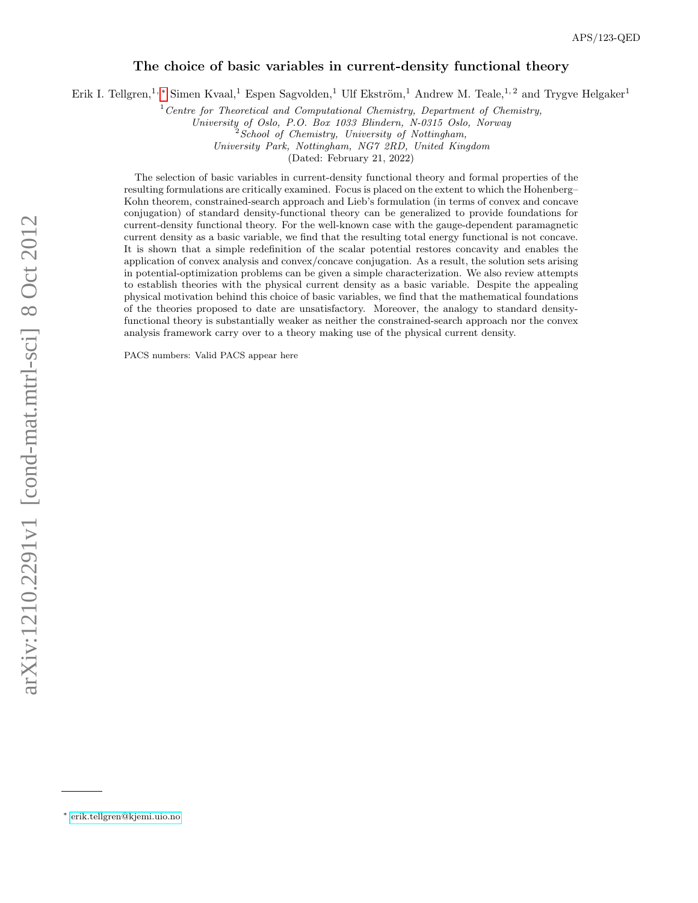# The choice of basic variables in current-density functional theory

Erik I. Tellgren,[1,*] Simen Kvaal,[1] Espen Sagvolden,[1] Ulf Ekström,[1] Andrew M. Teale,[1,2] and Trygve Helgaker[1]

[1] *Centre for Theoretical and Computational Chemistry, Department of Chemistry, University of Oslo, P.O. Box 1033 Blindern, N-0315 Oslo, Norway*

[2] *School of Chemistry, University of Nottingham, University Park, Nottingham, NG7 2RD, United Kingdom*

(Dated: February 21, 2022)

The selection of basic variables in current-density functional theory and formal properties of the resulting formulations are critically examined. Focus is placed on the extent to which the Hohenberg–Kohn theorem, constrained-search approach and Lieb's formulation (in terms of convex and concave conjugation) of standard density-functional theory can be generalized to provide foundations for current-density functional theory. For the well-known case with the gauge-dependent paramagnetic current density as a basic variable, we find that the resulting total energy functional is not concave. It is shown that a simple redefinition of the scalar potential restores concavity and enables the application of convex analysis and convex/concave conjugation. As a result, the solution sets arising in potential-optimization problems can be given a simple characterization. We also review attempts to establish theories with the physical current density as a basic variable. Despite the appealing physical motivation behind this choice of basic variables, we find that the mathematical foundations of the theories proposed to date are unsatisfactory. Moreover, the analogy to standard density-functional theory is substantially weaker as neither the constrained-search approach nor the convex analysis framework carry over to a theory making use of the physical current density.

PACS numbers: Valid PACS appear here

* erik.tellgren@kjemi.uio.no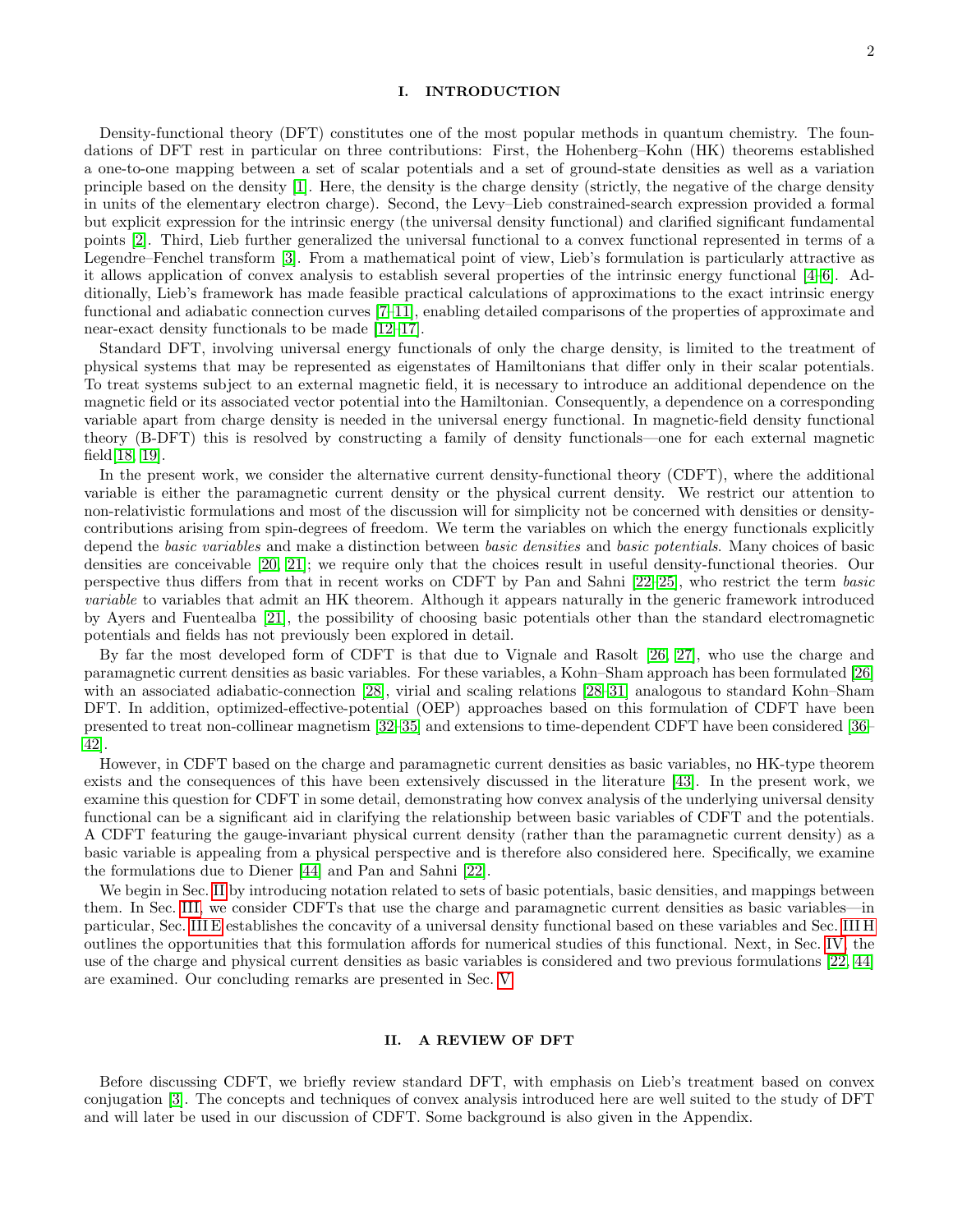## I. INTRODUCTION

Density-functional theory (DFT) constitutes one of the most popular methods in quantum chemistry. The foundations of DFT rest in particular on three contributions: First, the Hohenberg–Kohn (HK) theorems established a one-to-one mapping between a set of scalar potentials and a set of ground-state densities as well as a variation principle based on the density [1]. Here, the density is the charge density (strictly, the negative of the charge density in units of the elementary electron charge). Second, the Levy–Lieb constrained-search expression provided a formal but explicit expression for the intrinsic energy (the universal density functional) and clarified significant fundamental points [2]. Third, Lieb further generalized the universal functional to a convex functional represented in terms of a Legendre–Fenchel transform [3]. From a mathematical point of view, Lieb's formulation is particularly attractive as it allows application of convex analysis to establish several properties of the intrinsic energy functional [4–6]. Additionally, Lieb's framework has made feasible practical calculations of approximations to the exact intrinsic energy functional and adiabatic connection curves [7–11], enabling detailed comparisons of the properties of approximate and near-exact density functionals to be made [12–17].

Standard DFT, involving universal energy functionals of only the charge density, is limited to the treatment of physical systems that may be represented as eigenstates of Hamiltonians that differ only in their scalar potentials. To treat systems subject to an external magnetic field, it is necessary to introduce an additional dependence on the magnetic field or its associated vector potential into the Hamiltonian. Consequently, a dependence on a corresponding variable apart from charge density is needed in the universal energy functional. In magnetic-field density functional theory (B-DFT) this is resolved by constructing a family of density functionals—one for each external magnetic field [18, 19].

In the present work, we consider the alternative current density-functional theory (CDFT), where the additional variable is either the paramagnetic current density or the physical current density. We restrict our attention to non-relativistic formulations and most of the discussion will for simplicity not be concerned with densities or density-contributions arising from spin-degrees of freedom. We term the variables on which the energy functionals explicitly depend the *basic variables* and make a distinction between *basic densities* and *basic potentials*. Many choices of basic densities are conceivable [20, 21]; we require only that the choices result in useful density-functional theories. Our perspective thus differs from that in recent works on CDFT by Pan and Sahni [22–25], who restrict the term *basic variable* to variables that admit an HK theorem. Although it appears naturally in the generic framework introduced by Ayers and Fuentealba [21], the possibility of choosing basic potentials other than the standard electromagnetic potentials and fields has not previously been explored in detail.

By far the most developed form of CDFT is that due to Vignale and Rasolt [26, 27], who use the charge and paramagnetic current densities as basic variables. For these variables, a Kohn–Sham approach has been formulated [26] with an associated adiabatic-connection [28], virial and scaling relations [28–31] analogous to standard Kohn–Sham DFT. In addition, optimized-effective-potential (OEP) approaches based on this formulation of CDFT have been presented to treat non-collinear magnetism [32–35] and extensions to time-dependent CDFT have been considered [36–42].

However, in CDFT based on the charge and paramagnetic current densities as basic variables, no HK-type theorem exists and the consequences of this have been extensively discussed in the literature [43]. In the present work, we examine this question for CDFT in some detail, demonstrating how convex analysis of the underlying universal density functional can be a significant aid in clarifying the relationship between basic variables of CDFT and the potentials. A CDFT featuring the gauge-invariant physical current density (rather than the paramagnetic current density) as a basic variable is appealing from a physical perspective and is therefore also considered here. Specifically, we examine the formulations due to Diener [44] and Pan and Sahni [22].

We begin in Sec. II by introducing notation related to sets of basic potentials, basic densities, and mappings between them. In Sec. III, we consider CDFTs that use the charge and paramagnetic current densities as basic variables—in particular, Sec. III E establishes the concavity of a universal density functional based on these variables and Sec. III H outlines the opportunities that this formulation affords for numerical studies of this functional. Next, in Sec. IV, the use of the charge and physical current densities as basic variables is considered and two previous formulations [22, 44] are examined. Our concluding remarks are presented in Sec. V.

## II. A REVIEW OF DFT

Before discussing CDFT, we briefly review standard DFT, with emphasis on Lieb's treatment based on convex conjugation [3]. The concepts and techniques of convex analysis introduced here are well suited to the study of DFT and will later be used in our discussion of CDFT. Some background is also given in the Appendix.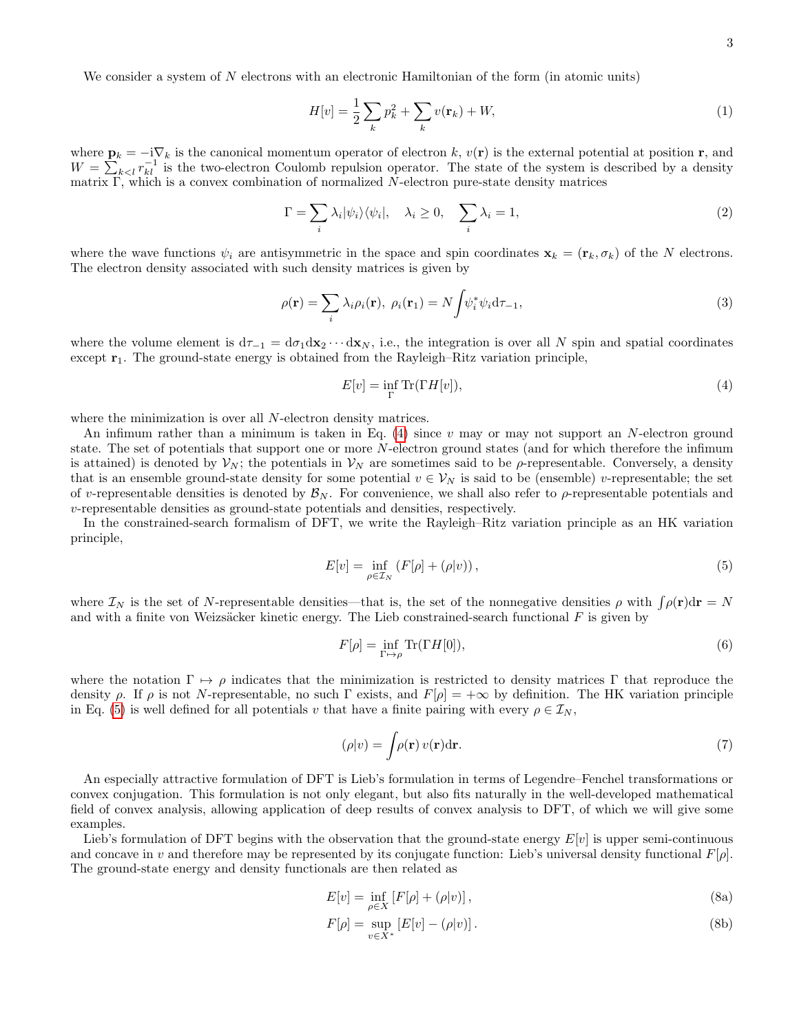We consider a system of $N$ electrons with an electronic Hamiltonian of the form (in atomic units)

$$H[v] = \frac{1}{2}\sum_k p_k^2 + \sum_k v(\mathbf{r}_k) + W, \tag{1}$$

where $\mathbf{p}_k = -\mathrm{i}\nabla_k$ is the canonical momentum operator of electron $k$, $v(\mathbf{r})$ is the external potential at position $\mathbf{r}$, and $W = \sum_{k<l} r_{kl}^{-1}$ is the two-electron Coulomb repulsion operator. The state of the system is described by a density matrix $\Gamma$, which is a convex combination of normalized $N$-electron pure-state density matrices

$$\Gamma = \sum_i \lambda_i |\psi_i\rangle\langle\psi_i|, \quad \lambda_i \geq 0, \quad \sum_i \lambda_i = 1, \tag{2}$$

where the wave functions $\psi_i$ are antisymmetric in the space and spin coordinates $\mathbf{x}_k = (\mathbf{r}_k, \sigma_k)$ of the $N$ electrons. The electron density associated with such density matrices is given by

$$\rho(\mathbf{r}) = \sum_i \lambda_i \rho_i(\mathbf{r}),\ \rho_i(\mathbf{r}_1) = N\int \psi_i^* \psi_i \mathrm{d}\tau_{-1}, \tag{3}$$

where the volume element is $\mathrm{d}\tau_{-1} = \mathrm{d}\sigma_1 \mathrm{d}\mathbf{x}_2 \cdots \mathrm{d}\mathbf{x}_N$, i.e., the integration is over all $N$ spin and spatial coordinates except $\mathbf{r}_1$. The ground-state energy is obtained from the Rayleigh–Ritz variation principle,

$$E[v] = \inf_\Gamma \mathrm{Tr}(\Gamma H[v]), \tag{4}$$

where the minimization is over all $N$-electron density matrices.

An infimum rather than a minimum is taken in Eq. (4) since $v$ may or may not support an $N$-electron ground state. The set of potentials that support one or more $N$-electron ground states (and for which therefore the infimum is attained) is denoted by $\mathcal{V}_N$; the potentials in $\mathcal{V}_N$ are sometimes said to be $\rho$-representable. Conversely, a density that is an ensemble ground-state density for some potential $v \in \mathcal{V}_N$ is said to be (ensemble) $v$-representable; the set of $v$-representable densities is denoted by $\mathcal{B}_N$. For convenience, we shall also refer to $\rho$-representable potentials and $v$-representable densities as ground-state potentials and densities, respectively.

In the constrained-search formalism of DFT, we write the Rayleigh–Ritz variation principle as an HK variation principle,

$$E[v] = \inf_{\rho \in \mathcal{I}_N} \left(F[\rho] + (\rho|v)\right), \tag{5}$$

where $\mathcal{I}_N$ is the set of $N$-representable densities—that is, the set of the nonnegative densities $\rho$ with $\int \rho(\mathbf{r})\mathrm{d}\mathbf{r} = N$ and with a finite von Weizsäcker kinetic energy. The Lieb constrained-search functional $F$ is given by

$$F[\rho] = \inf_{\Gamma \mapsto \rho} \mathrm{Tr}(\Gamma H[0]), \tag{6}$$

where the notation $\Gamma \mapsto \rho$ indicates that the minimization is restricted to density matrices $\Gamma$ that reproduce the density $\rho$. If $\rho$ is not $N$-representable, no such $\Gamma$ exists, and $F[\rho] = +\infty$ by definition. The HK variation principle in Eq. (5) is well defined for all potentials $v$ that have a finite pairing with every $\rho \in \mathcal{I}_N$,

$$(\rho|v) = \int \rho(\mathbf{r})\, v(\mathbf{r}) \mathrm{d}\mathbf{r}. \tag{7}$$

An especially attractive formulation of DFT is Lieb's formulation in terms of Legendre–Fenchel transformations or convex conjugation. This formulation is not only elegant, but also fits naturally in the well-developed mathematical field of convex analysis, allowing application of deep results of convex analysis to DFT, of which we will give some examples.

Lieb's formulation of DFT begins with the observation that the ground-state energy $E[v]$ is upper semi-continuous and concave in $v$ and therefore may be represented by its conjugate function: Lieb's universal density functional $F[\rho]$. The ground-state energy and density functionals are then related as

$$E[v] = \inf_{\rho \in X} \left[F[\rho] + (\rho|v)\right], \tag{8a}$$

$$F[\rho] = \sup_{v \in X^*} \left[E[v] - (\rho|v)\right]. \tag{8b}$$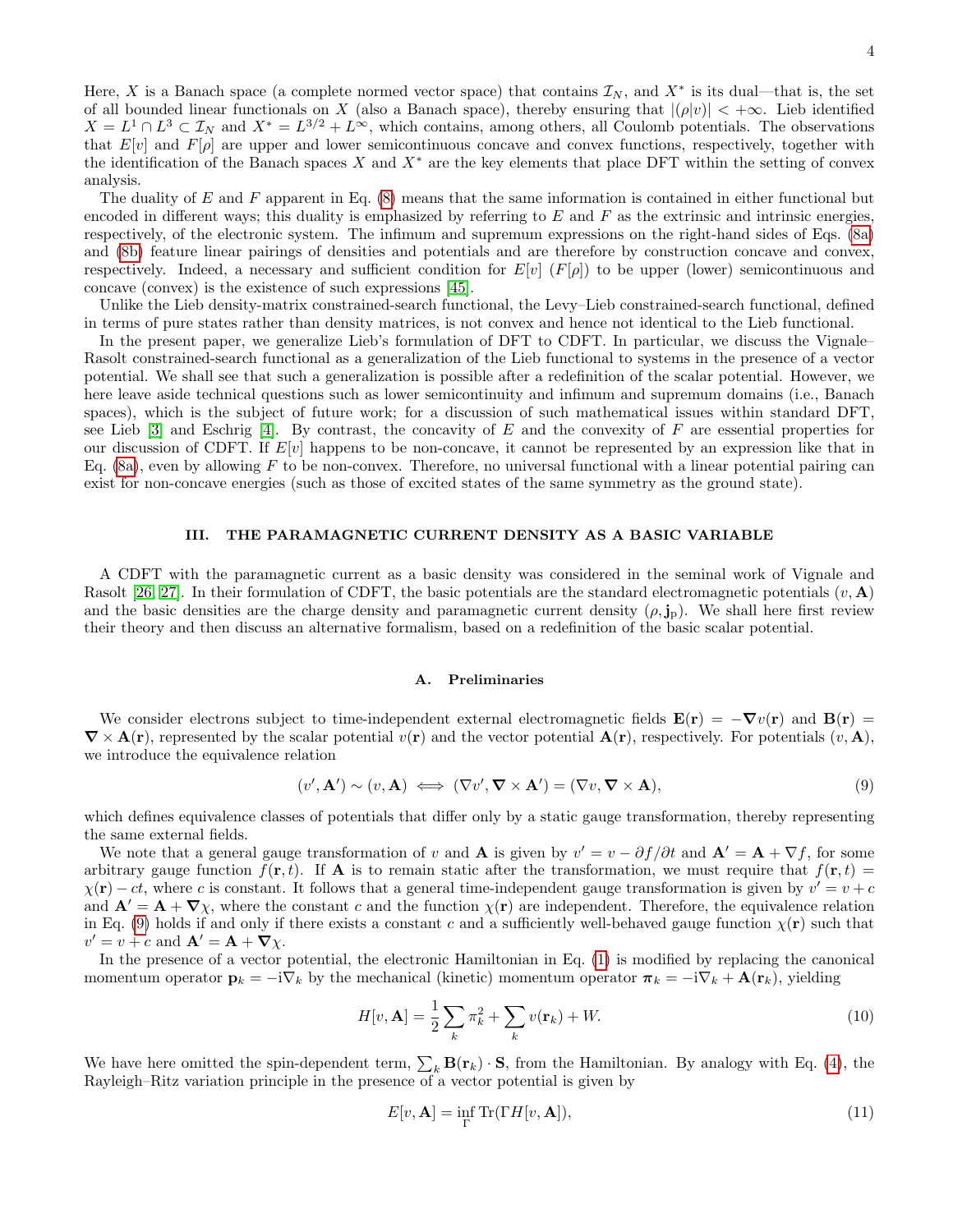Here, $X$ is a Banach space (a complete normed vector space) that contains $\mathcal{I}_N$, and $X^*$ is its dual—that is, the set of all bounded linear functionals on $X$ (also a Banach space), thereby ensuring that $|(\rho|v)| < +\infty$. Lieb identified $X = L^1 \cap L^3 \subset \mathcal{I}_N$ and $X^* = L^{3/2} + L^\infty$, which contains, among others, all Coulomb potentials. The observations that $E[v]$ and $F[\rho]$ are upper and lower semicontinuous concave and convex functions, respectively, together with the identification of the Banach spaces $X$ and $X^*$ are the key elements that place DFT within the setting of convex analysis.

The duality of $E$ and $F$ apparent in Eq. (8) means that the same information is contained in either functional but encoded in different ways; this duality is emphasized by referring to $E$ and $F$ as the extrinsic and intrinsic energies, respectively, of the electronic system. The infimum and supremum expressions on the right-hand sides of Eqs. (8a) and (8b) feature linear pairings of densities and potentials and are therefore by construction concave and convex, respectively. Indeed, a necessary and sufficient condition for $E[v]$ ($F[\rho]$) to be upper (lower) semicontinuous and concave (convex) is the existence of such expressions [45].

Unlike the Lieb density-matrix constrained-search functional, the Levy–Lieb constrained-search functional, defined in terms of pure states rather than density matrices, is not convex and hence not identical to the Lieb functional.

In the present paper, we generalize Lieb's formulation of DFT to CDFT. In particular, we discuss the Vignale–Rasolt constrained-search functional as a generalization of the Lieb functional to systems in the presence of a vector potential. We shall see that such a generalization is possible after a redefinition of the scalar potential. However, we here leave aside technical questions such as lower semicontinuity and infimum and supremum domains (i.e., Banach spaces), which is the subject of future work; for a discussion of such mathematical issues within standard DFT, see Lieb [3] and Eschrig [4]. By contrast, the concavity of $E$ and the convexity of $F$ are essential properties for our discussion of CDFT. If $E[v]$ happens to be non-concave, it cannot be represented by an expression like that in Eq. (8a), even by allowing $F$ to be non-convex. Therefore, no universal functional with a linear potential pairing can exist for non-concave energies (such as those of excited states of the same symmetry as the ground state).

## III. THE PARAMAGNETIC CURRENT DENSITY AS A BASIC VARIABLE

A CDFT with the paramagnetic current as a basic density was considered in the seminal work of Vignale and Rasolt [26, 27]. In their formulation of CDFT, the basic potentials are the standard electromagnetic potentials $(v, \mathbf{A})$ and the basic densities are the charge density and paramagnetic current density $(\rho, \mathbf{j}_\mathrm{p})$. We shall here first review their theory and then discuss an alternative formalism, based on a redefinition of the basic scalar potential.

### A. Preliminaries

We consider electrons subject to time-independent external electromagnetic fields $\mathbf{E}(\mathbf{r}) = -\boldsymbol{\nabla} v(\mathbf{r})$ and $\mathbf{B}(\mathbf{r}) = \boldsymbol{\nabla} \times \mathbf{A}(\mathbf{r})$, represented by the scalar potential $v(\mathbf{r})$ and the vector potential $\mathbf{A}(\mathbf{r})$, respectively. For potentials $(v, \mathbf{A})$, we introduce the equivalence relation

$$(v', \mathbf{A}') \sim (v, \mathbf{A}) \iff (\nabla v', \boldsymbol{\nabla} \times \mathbf{A}') = (\nabla v, \boldsymbol{\nabla} \times \mathbf{A}), \tag{9}$$

which defines equivalence classes of potentials that differ only by a static gauge transformation, thereby representing the same external fields.

We note that a general gauge transformation of $v$ and $\mathbf{A}$ is given by $v' = v - \partial f/\partial t$ and $\mathbf{A}' = \mathbf{A} + \nabla f$, for some arbitrary gauge function $f(\mathbf{r}, t)$. If $\mathbf{A}$ is to remain static after the transformation, we must require that $f(\mathbf{r}, t) = \chi(\mathbf{r}) - ct$, where $c$ is constant. It follows that a general time-independent gauge transformation is given by $v' = v + c$ and $\mathbf{A}' = \mathbf{A} + \boldsymbol{\nabla}\chi$, where the constant $c$ and the function $\chi(\mathbf{r})$ are independent. Therefore, the equivalence relation in Eq. (9) holds if and only if there exists a constant $c$ and a sufficiently well-behaved gauge function $\chi(\mathbf{r})$ such that $v' = v + c$ and $\mathbf{A}' = \mathbf{A} + \boldsymbol{\nabla}\chi$.

In the presence of a vector potential, the electronic Hamiltonian in Eq. (1) is modified by replacing the canonical momentum operator $\mathbf{p}_k = -\mathrm{i}\nabla_k$ by the mechanical (kinetic) momentum operator $\boldsymbol{\pi}_k = -\mathrm{i}\nabla_k + \mathbf{A}(\mathbf{r}_k)$, yielding

$$H[v, \mathbf{A}] = \frac{1}{2} \sum_k \pi_k^2 + \sum_k v(\mathbf{r}_k) + W. \tag{10}$$

We have here omitted the spin-dependent term, $\sum_k \mathbf{B}(\mathbf{r}_k) \cdot \mathbf{S}$, from the Hamiltonian. By analogy with Eq. (4), the Rayleigh–Ritz variation principle in the presence of a vector potential is given by

$$E[v, \mathbf{A}] = \inf_\Gamma \mathrm{Tr}(\Gamma H[v, \mathbf{A}]), \tag{11}$$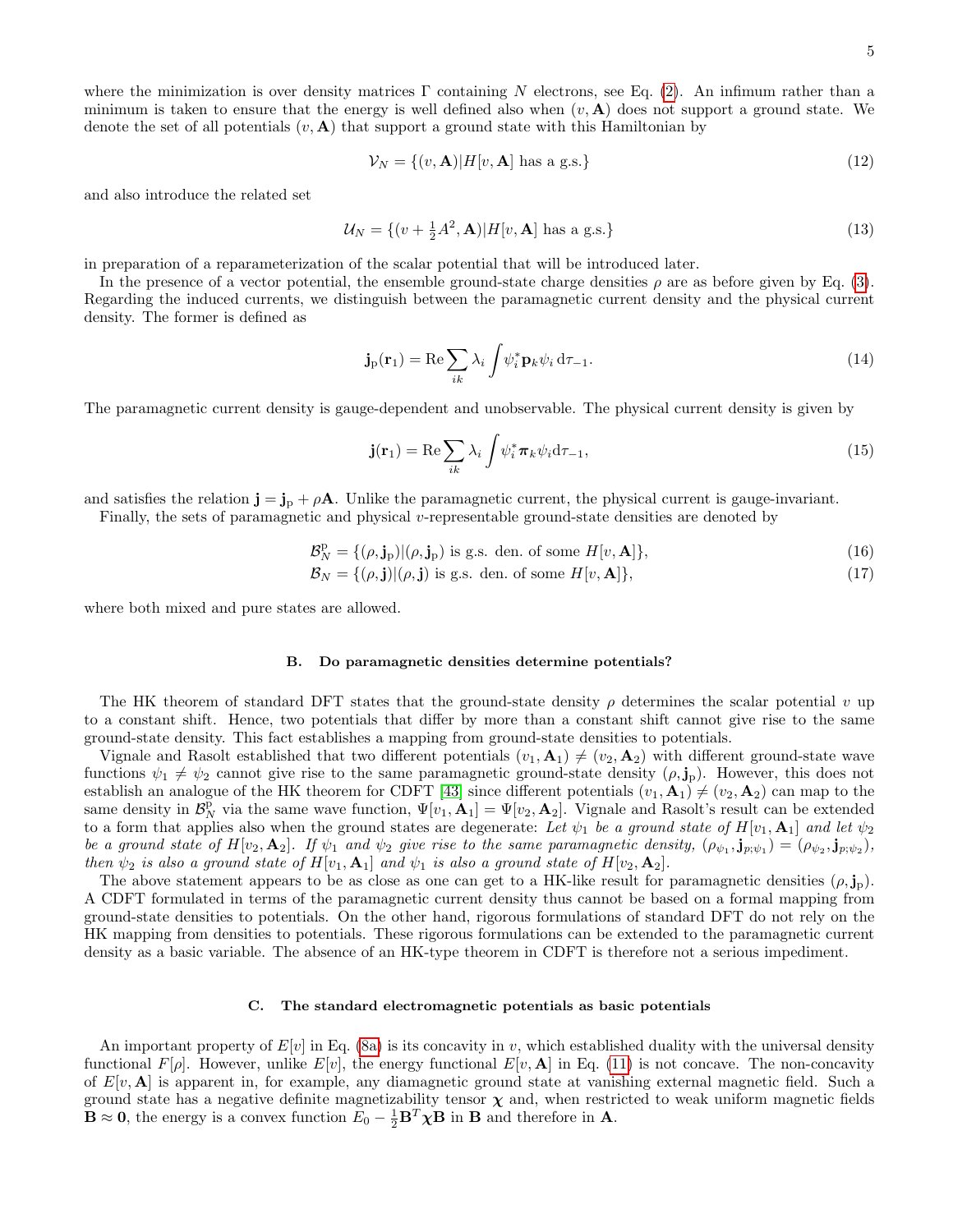where the minimization is over density matrices $\Gamma$ containing $N$ electrons, see Eq. (2). An infimum rather than a minimum is taken to ensure that the energy is well defined also when $(v, \mathbf{A})$ does not support a ground state. We denote the set of all potentials $(v, \mathbf{A})$ that support a ground state with this Hamiltonian by

$$\mathcal{V}_N = \{(v, \mathbf{A}) | H[v, \mathbf{A}] \text{ has a g.s.}\} \tag{12}$$

and also introduce the related set

$$\mathcal{U}_N = \{(v + \tfrac{1}{2}A^2, \mathbf{A}) | H[v, \mathbf{A}] \text{ has a g.s.}\} \tag{13}$$

in preparation of a reparameterization of the scalar potential that will be introduced later.

In the presence of a vector potential, the ensemble ground-state charge densities $\rho$ are as before given by Eq. (3). Regarding the induced currents, we distinguish between the paramagnetic current density and the physical current density. The former is defined as

$$\mathbf{j}_{\mathrm{p}}(\mathbf{r}_1) = \mathrm{Re} \sum_{ik} \lambda_i \int \psi_i^* \mathbf{p}_k \psi_i \, \mathrm{d}\tau_{-1}. \tag{14}$$

The paramagnetic current density is gauge-dependent and unobservable. The physical current density is given by

$$\mathbf{j}(\mathbf{r}_1) = \mathrm{Re} \sum_{ik} \lambda_i \int \psi_i^* \boldsymbol{\pi}_k \psi_i \mathrm{d}\tau_{-1}, \tag{15}$$

and satisfies the relation $\mathbf{j} = \mathbf{j}_{\mathrm{p}} + \rho \mathbf{A}$. Unlike the paramagnetic current, the physical current is gauge-invariant.

Finally, the sets of paramagnetic and physical $v$-representable ground-state densities are denoted by

$$\mathcal{B}_N^{\mathrm{p}} = \{(\rho, \mathbf{j}_{\mathrm{p}}) | (\rho, \mathbf{j}_{\mathrm{p}}) \text{ is g.s. den. of some } H[v, \mathbf{A}]\}, \tag{16}$$

$$\mathcal{B}_N = \{(\rho, \mathbf{j}) | (\rho, \mathbf{j}) \text{ is g.s. den. of some } H[v, \mathbf{A}]\}, \tag{17}$$

where both mixed and pure states are allowed.

### B. Do paramagnetic densities determine potentials?

The HK theorem of standard DFT states that the ground-state density $\rho$ determines the scalar potential $v$ up to a constant shift. Hence, two potentials that differ by more than a constant shift cannot give rise to the same ground-state density. This fact establishes a mapping from ground-state densities to potentials.

Vignale and Rasolt established that two different potentials $(v_1, \mathbf{A}_1) \neq (v_2, \mathbf{A}_2)$ with different ground-state wave functions $\psi_1 \neq \psi_2$ cannot give rise to the same paramagnetic ground-state density $(\rho, \mathbf{j}_{\mathrm{p}})$. However, this does not establish an analogue of the HK theorem for CDFT [43] since different potentials $(v_1, \mathbf{A}_1) \neq (v_2, \mathbf{A}_2)$ can map to the same density in $\mathcal{B}_N^{\mathrm{p}}$ via the same wave function, $\Psi[v_1, \mathbf{A}_1] = \Psi[v_2, \mathbf{A}_2]$. Vignale and Rasolt's result can be extended to a form that applies also when the ground states are degenerate: *Let $\psi_1$ be a ground state of $H[v_1, \mathbf{A}_1]$ and let $\psi_2$ be a ground state of $H[v_2, \mathbf{A}_2]$. If $\psi_1$ and $\psi_2$ give rise to the same paramagnetic density, $(\rho_{\psi_1}, \mathbf{j}_{p;\psi_1}) = (\rho_{\psi_2}, \mathbf{j}_{p;\psi_2})$, then $\psi_2$ is also a ground state of $H[v_1, \mathbf{A}_1]$ and $\psi_1$ is also a ground state of $H[v_2, \mathbf{A}_2]$.*

The above statement appears to be as close as one can get to a HK-like result for paramagnetic densities $(\rho, \mathbf{j}_{\mathrm{p}})$. A CDFT formulated in terms of the paramagnetic current density thus cannot be based on a formal mapping from ground-state densities to potentials. On the other hand, rigorous formulations of standard DFT do not rely on the HK mapping from densities to potentials. These rigorous formulations can be extended to the paramagnetic current density as a basic variable. The absence of an HK-type theorem in CDFT is therefore not a serious impediment.

### C. The standard electromagnetic potentials as basic potentials

An important property of $E[v]$ in Eq. (8a) is its concavity in $v$, which established duality with the universal density functional $F[\rho]$. However, unlike $E[v]$, the energy functional $E[v, \mathbf{A}]$ in Eq. (11) is not concave. The non-concavity of $E[v, \mathbf{A}]$ is apparent in, for example, any diamagnetic ground state at vanishing external magnetic field. Such a ground state has a negative definite magnetizability tensor $\boldsymbol{\chi}$ and, when restricted to weak uniform magnetic fields $\mathbf{B} \approx \mathbf{0}$, the energy is a convex function $E_0 - \frac{1}{2}\mathbf{B}^T \boldsymbol{\chi} \mathbf{B}$ in $\mathbf{B}$ and therefore in $\mathbf{A}$.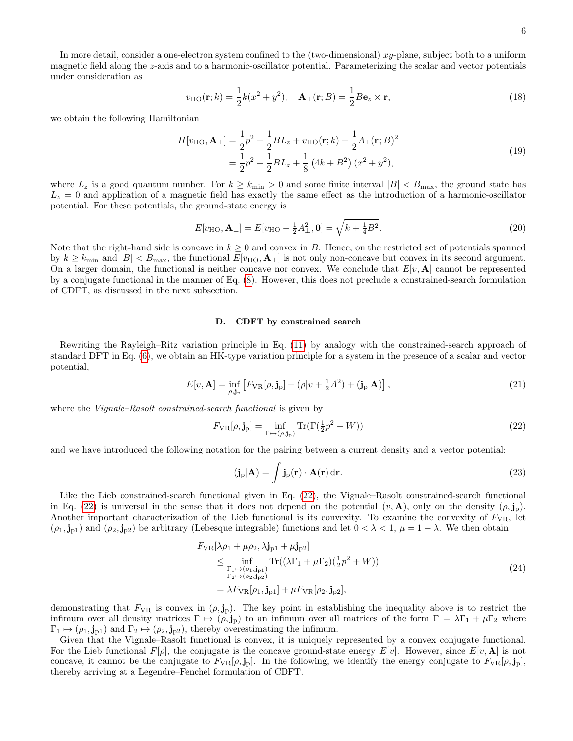In more detail, consider a one-electron system confined to the (two-dimensional) $xy$-plane, subject both to a uniform magnetic field along the $z$-axis and to a harmonic-oscillator potential. Parameterizing the scalar and vector potentials under consideration as

$$v_{\mathrm{HO}}(\mathbf{r};k) = \frac{1}{2}k(x^2+y^2), \quad \mathbf{A}_\perp(\mathbf{r};B) = \frac{1}{2}B\mathbf{e}_z \times \mathbf{r}, \tag{18}$$

we obtain the following Hamiltonian

$$\begin{aligned} H[v_{\mathrm{HO}}, \mathbf{A}_\perp] &= \frac{1}{2}p^2 + \frac{1}{2}BL_z + v_{\mathrm{HO}}(\mathbf{r};k) + \frac{1}{2}A_\perp(\mathbf{r};B)^2 \\ &= \frac{1}{2}p^2 + \frac{1}{2}BL_z + \frac{1}{8}\left(4k+B^2\right)(x^2+y^2), \end{aligned} \tag{19}$$

where $L_z$ is a good quantum number. For $k \geq k_{\min} > 0$ and some finite interval $|B| < B_{\max}$, the ground state has $L_z = 0$ and application of a magnetic field has exactly the same effect as the introduction of a harmonic-oscillator potential. For these potentials, the ground-state energy is

$$E[v_{\mathrm{HO}}, \mathbf{A}_\perp] = E[v_{\mathrm{HO}} + \tfrac{1}{2}A_\perp^2, \mathbf{0}] = \sqrt{k + \tfrac{1}{4}B^2}. \tag{20}$$

Note that the right-hand side is concave in $k \geq 0$ and convex in $B$. Hence, on the restricted set of potentials spanned by $k \geq k_{\min}$ and $|B| < B_{\max}$, the functional $E[v_{\mathrm{HO}}, \mathbf{A}_\perp]$ is not only non-concave but convex in its second argument. On a larger domain, the functional is neither concave nor convex. We conclude that $E[v, \mathbf{A}]$ cannot be represented by a conjugate functional in the manner of Eq. (8). However, this does not preclude a constrained-search formulation of CDFT, as discussed in the next subsection.

### D. CDFT by constrained search

Rewriting the Rayleigh–Ritz variation principle in Eq. (11) by analogy with the constrained-search approach of standard DFT in Eq. (6), we obtain an HK-type variation principle for a system in the presence of a scalar and vector potential,

$$E[v, \mathbf{A}] = \inf_{\rho, \mathbf{j}_{\mathrm{p}}} \left[ F_{\mathrm{VR}}[\rho, \mathbf{j}_{\mathrm{p}}] + (\rho | v + \tfrac{1}{2}A^2) + (\mathbf{j}_{\mathrm{p}} | \mathbf{A}) \right], \tag{21}$$

where the *Vignale–Rasolt constrained-search functional* is given by

$$F_{\mathrm{VR}}[\rho, \mathbf{j}_{\mathrm{p}}] = \inf_{\Gamma \mapsto (\rho, \mathbf{j}_{\mathrm{p}})} \mathrm{Tr}(\Gamma(\tfrac{1}{2}p^2 + W)) \tag{22}$$

and we have introduced the following notation for the pairing between a current density and a vector potential:

$$(\mathbf{j}_{\mathrm{p}} | \mathbf{A}) = \int \mathbf{j}_{\mathrm{p}}(\mathbf{r}) \cdot \mathbf{A}(\mathbf{r})\, \mathrm{d}\mathbf{r}. \tag{23}$$

Like the Lieb constrained-search functional given in Eq. (22), the Vignale–Rasolt constrained-search functional in Eq. (22) is universal in the sense that it does not depend on the potential $(v, \mathbf{A})$, only on the density $(\rho, \mathbf{j}_{\mathrm{p}})$. Another important characterization of the Lieb functional is its convexity. To examine the convexity of $F_{\mathrm{VR}}$, let $(\rho_1, \mathbf{j}_{\mathrm{p}1})$ and $(\rho_2, \mathbf{j}_{\mathrm{p}2})$ be arbitrary (Lebesque integrable) functions and let $0 < \lambda < 1$, $\mu = 1 - \lambda$. We then obtain

$$\begin{aligned} &F_{\mathrm{VR}}[\lambda\rho_1 + \mu\rho_2, \lambda\mathbf{j}_{\mathrm{p}1} + \mu\mathbf{j}_{\mathrm{p}2}] \\ &\quad\leq \inf_{\substack{\Gamma_1 \mapsto (\rho_1, \mathbf{j}_{\mathrm{p}1}) \\ \Gamma_2 \mapsto (\rho_2, \mathbf{j}_{\mathrm{p}2})}} \mathrm{Tr}((\lambda\Gamma_1 + \mu\Gamma_2)(\tfrac{1}{2}p^2 + W)) \\ &\quad= \lambda F_{\mathrm{VR}}[\rho_1, \mathbf{j}_{\mathrm{p}1}] + \mu F_{\mathrm{VR}}[\rho_2, \mathbf{j}_{\mathrm{p}2}], \end{aligned} \tag{24}$$

demonstrating that $F_{\mathrm{VR}}$ is convex in $(\rho, \mathbf{j}_{\mathrm{p}})$. The key point in establishing the inequality above is to restrict the infimum over all density matrices $\Gamma \mapsto (\rho, \mathbf{j}_{\mathrm{p}})$ to an infimum over all matrices of the form $\Gamma = \lambda\Gamma_1 + \mu\Gamma_2$ where $\Gamma_1 \mapsto (\rho_1, \mathbf{j}_{\mathrm{p}1})$ and $\Gamma_2 \mapsto (\rho_2, \mathbf{j}_{\mathrm{p}2})$, thereby overestimating the infimum.

Given that the Vignale–Rasolt functional is convex, it is uniquely represented by a convex conjugate functional. For the Lieb functional $F[\rho]$, the conjugate is the concave ground-state energy $E[v]$. However, since $E[v, \mathbf{A}]$ is not concave, it cannot be the conjugate to $F_{\mathrm{VR}}[\rho, \mathbf{j}_{\mathrm{p}}]$. In the following, we identify the energy conjugate to $F_{\mathrm{VR}}[\rho, \mathbf{j}_{\mathrm{p}}]$, thereby arriving at a Legendre–Fenchel formulation of CDFT.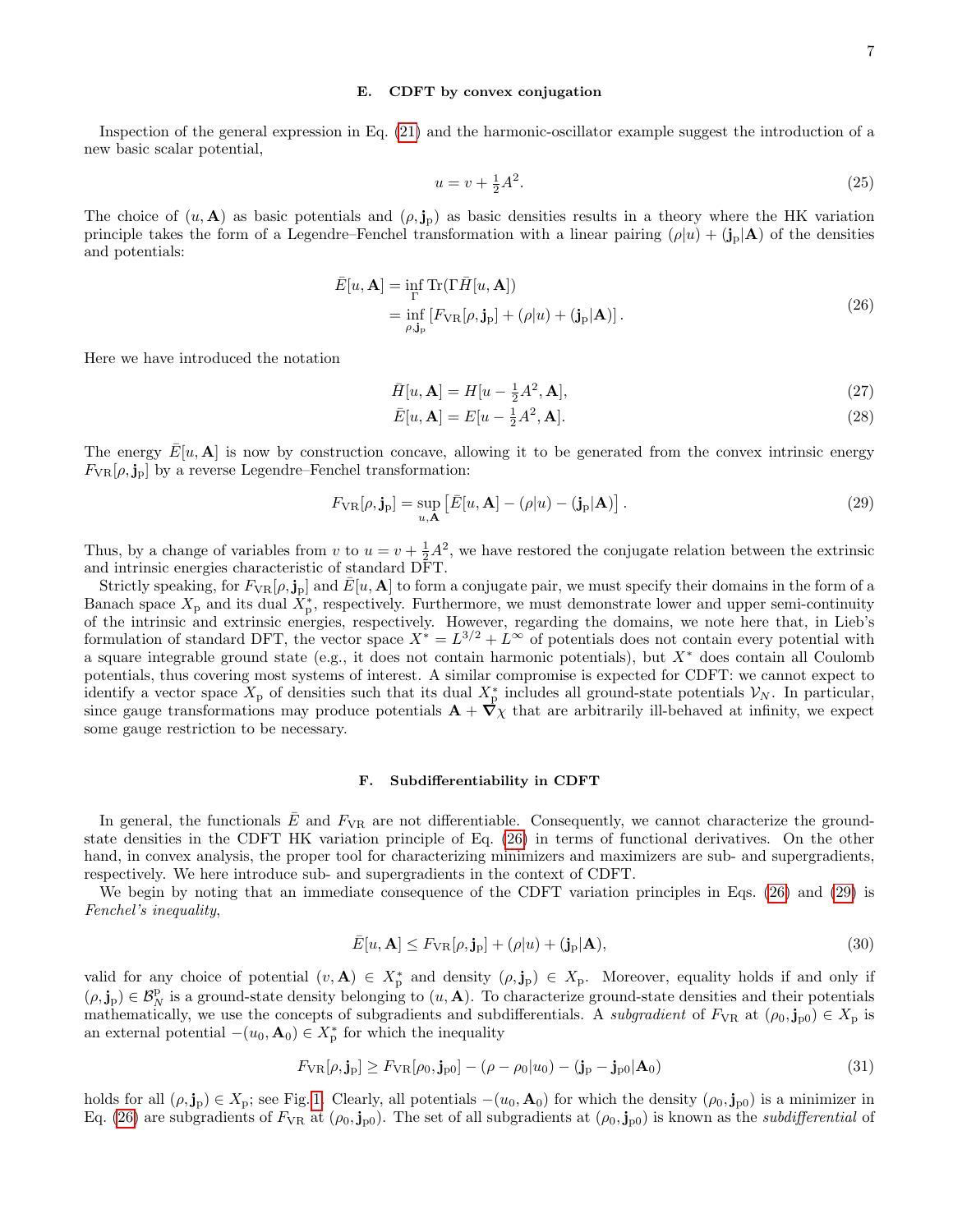### E. CDFT by convex conjugation

Inspection of the general expression in Eq. (21) and the harmonic-oscillator example suggest the introduction of a new basic scalar potential,

$$u = v + \tfrac{1}{2}A^2. \tag{25}$$

The choice of $(u, \mathbf{A})$ as basic potentials and $(\rho, \mathbf{j}_\mathrm{p})$ as basic densities results in a theory where the HK variation principle takes the form of a Legendre–Fenchel transformation with a linear pairing $(\rho|u) + (\mathbf{j}_\mathrm{p}|\mathbf{A})$ of the densities and potentials:

$$\begin{aligned}\bar{E}[u, \mathbf{A}] &= \inf_{\Gamma} \mathrm{Tr}(\Gamma \bar{H}[u, \mathbf{A}]) \\ &= \inf_{\rho, \mathbf{j}_\mathrm{p}} \left[F_{\mathrm{VR}}[\rho, \mathbf{j}_\mathrm{p}] + (\rho|u) + (\mathbf{j}_\mathrm{p}|\mathbf{A})\right].\end{aligned} \tag{26}$$

Here we have introduced the notation

$$\bar{H}[u, \mathbf{A}] = H[u - \tfrac{1}{2}A^2, \mathbf{A}], \tag{27}$$

$$\bar{E}[u, \mathbf{A}] = E[u - \tfrac{1}{2}A^2, \mathbf{A}]. \tag{28}$$

The energy $\bar{E}[u, \mathbf{A}]$ is now by construction concave, allowing it to be generated from the convex intrinsic energy $F_{\mathrm{VR}}[\rho, \mathbf{j}_\mathrm{p}]$ by a reverse Legendre–Fenchel transformation:

$$F_{\mathrm{VR}}[\rho, \mathbf{j}_\mathrm{p}] = \sup_{u, \mathbf{A}} \left[\bar{E}[u, \mathbf{A}] - (\rho|u) - (\mathbf{j}_\mathrm{p}|\mathbf{A})\right]. \tag{29}$$

Thus, by a change of variables from $v$ to $u = v + \frac{1}{2}A^2$, we have restored the conjugate relation between the extrinsic and intrinsic energies characteristic of standard DFT.

Strictly speaking, for $F_{\mathrm{VR}}[\rho, \mathbf{j}_\mathrm{p}]$ and $\bar{E}[u, \mathbf{A}]$ to form a conjugate pair, we must specify their domains in the form of a Banach space $X_\mathrm{p}$ and its dual $X_\mathrm{p}^*$, respectively. Furthermore, we must demonstrate lower and upper semi-continuity of the intrinsic and extrinsic energies, respectively. However, regarding the domains, we note here that, in Lieb's formulation of standard DFT, the vector space $X^* = L^{3/2} + L^\infty$ of potentials does not contain every potential with a square integrable ground state (e.g., it does not contain harmonic potentials), but $X^*$ does contain all Coulomb potentials, thus covering most systems of interest. A similar compromise is expected for CDFT: we cannot expect to identify a vector space $X_\mathrm{p}$ of densities such that its dual $X_\mathrm{p}^*$ includes all ground-state potentials $\mathcal{V}_N$. In particular, since gauge transformations may produce potentials $\mathbf{A} + \boldsymbol{\nabla}\chi$ that are arbitrarily ill-behaved at infinity, we expect some gauge restriction to be necessary.

### F. Subdifferentiability in CDFT

In general, the functionals $\bar{E}$ and $F_{\mathrm{VR}}$ are not differentiable. Consequently, we cannot characterize the ground-state densities in the CDFT HK variation principle of Eq. (26) in terms of functional derivatives. On the other hand, in convex analysis, the proper tool for characterizing minimizers and maximizers are sub- and supergradients, respectively. We here introduce sub- and supergradients in the context of CDFT.

We begin by noting that an immediate consequence of the CDFT variation principles in Eqs. (26) and (29) is *Fenchel's inequality*,

$$\bar{E}[u, \mathbf{A}] \le F_{\mathrm{VR}}[\rho, \mathbf{j}_\mathrm{p}] + (\rho|u) + (\mathbf{j}_\mathrm{p}|\mathbf{A}), \tag{30}$$

valid for any choice of potential $(v, \mathbf{A}) \in X_\mathrm{p}^*$ and density $(\rho, \mathbf{j}_\mathrm{p}) \in X_\mathrm{p}$. Moreover, equality holds if and only if $(\rho, \mathbf{j}_\mathrm{p}) \in \mathcal{B}_N^\mathrm{p}$ is a ground-state density belonging to $(u, \mathbf{A})$. To characterize ground-state densities and their potentials mathematically, we use the concepts of subgradients and subdifferentials. A *subgradient* of $F_{\mathrm{VR}}$ at $(\rho_0, \mathbf{j}_{\mathrm{p}0}) \in X_\mathrm{p}$ is an external potential $-(u_0, \mathbf{A}_0) \in X_\mathrm{p}^*$ for which the inequality

$$F_{\mathrm{VR}}[\rho, \mathbf{j}_\mathrm{p}] \ge F_{\mathrm{VR}}[\rho_0, \mathbf{j}_{\mathrm{p}0}] - (\rho - \rho_0|u_0) - (\mathbf{j}_\mathrm{p} - \mathbf{j}_{\mathrm{p}0}|\mathbf{A}_0) \tag{31}$$

holds for all $(\rho, \mathbf{j}_\mathrm{p}) \in X_\mathrm{p}$; see Fig. 1. Clearly, all potentials $-(u_0, \mathbf{A}_0)$ for which the density $(\rho_0, \mathbf{j}_{\mathrm{p}0})$ is a minimizer in Eq. (26) are subgradients of $F_{\mathrm{VR}}$ at $(\rho_0, \mathbf{j}_{\mathrm{p}0})$. The set of all subgradients at $(\rho_0, \mathbf{j}_{\mathrm{p}0})$ is known as the *subdifferential* of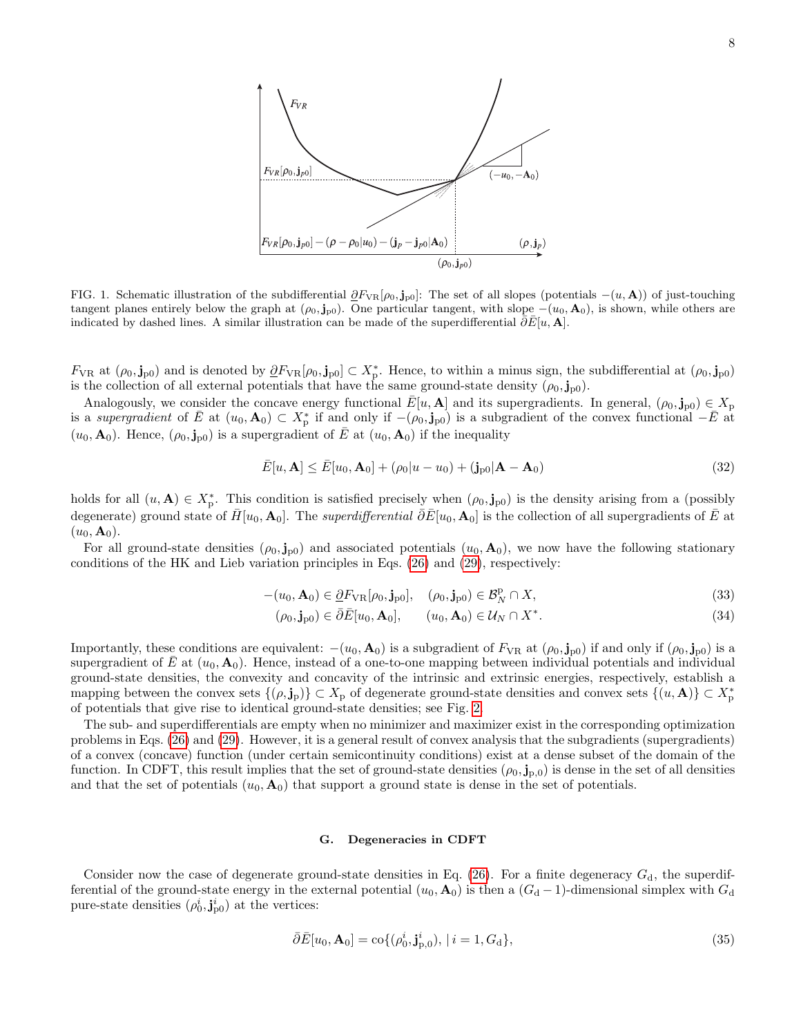FIG. 1. Schematic illustration of the subdifferential $\underline{\partial} F_{\rm VR}[\rho_0, \mathbf{j}_{\rm p0}]$: The set of all slopes (potentials $-(u, \mathbf{A})$) of just-touching tangent planes entirely below the graph at $(\rho_0, \mathbf{j}_{\rm p0})$. One particular tangent, with slope $-(u_0, \mathbf{A}_0)$, is shown, while others are indicated by dashed lines. A similar illustration can be made of the superdifferential $\bar{\partial} \bar{E}[u, \mathbf{A}]$.

$F_{\rm VR}$ at $(\rho_0, \mathbf{j}_{\rm p0})$ and is denoted by $\underline{\partial} F_{\rm VR}[\rho_0, \mathbf{j}_{\rm p0}] \subset X_{\rm p}^*$. Hence, to within a minus sign, the subdifferential at $(\rho_0, \mathbf{j}_{\rm p0})$ is the collection of all external potentials that have the same ground-state density $(\rho_0, \mathbf{j}_{\rm p0})$.

Analogously, we consider the concave energy functional $\bar{E}[u, \mathbf{A}]$ and its supergradients. In general, $(\rho_0, \mathbf{j}_{\rm p0}) \in X_{\rm p}$ is a *supergradient* of $\bar{E}$ at $(u_0, \mathbf{A}_0) \subset X_{\rm p}^*$ if and only if $-(\rho_0, \mathbf{j}_{\rm p0})$ is a subgradient of the convex functional $-\bar{E}$ at $(u_0, \mathbf{A}_0)$. Hence, $(\rho_0, \mathbf{j}_{\rm p0})$ is a supergradient of $\bar{E}$ at $(u_0, \mathbf{A}_0)$ if the inequality

$$\bar{E}[u, \mathbf{A}] \leq \bar{E}[u_0, \mathbf{A}_0] + (\rho_0 | u - u_0) + (\mathbf{j}_{\rm p0} | \mathbf{A} - \mathbf{A}_0) \tag{32}$$

holds for all $(u, \mathbf{A}) \in X_{\rm p}^*$. This condition is satisfied precisely when $(\rho_0, \mathbf{j}_{\rm p0})$ is the density arising from a (possibly degenerate) ground state of $\bar{H}[u_0, \mathbf{A}_0]$. The *superdifferential* $\bar{\partial} \bar{E}[u_0, \mathbf{A}_0]$ is the collection of all supergradients of $\bar{E}$ at $(u_0, \mathbf{A}_0)$.

For all ground-state densities $(\rho_0, \mathbf{j}_{\rm p0})$ and associated potentials $(u_0, \mathbf{A}_0)$, we now have the following stationary conditions of the HK and Lieb variation principles in Eqs. (26) and (29), respectively:

$$-(u_0, \mathbf{A}_0) \in \underline{\partial} F_{\rm VR}[\rho_0, \mathbf{j}_{\rm p0}], \quad (\rho_0, \mathbf{j}_{\rm p0}) \in \mathcal{B}_N^{\rm p} \cap X, \tag{33}$$

$$(\rho_0, \mathbf{j}_{\rm p0}) \in \bar{\partial} \bar{E}[u_0, \mathbf{A}_0], \qquad (u_0, \mathbf{A}_0) \in \mathcal{U}_N \cap X^*. \tag{34}$$

Importantly, these conditions are equivalent: $-(u_0, \mathbf{A}_0)$ is a subgradient of $F_{\rm VR}$ at $(\rho_0, \mathbf{j}_{\rm p0})$ if and only if $(\rho_0, \mathbf{j}_{\rm p0})$ is a supergradient of $\bar{E}$ at $(u_0, \mathbf{A}_0)$. Hence, instead of a one-to-one mapping between individual potentials and individual ground-state densities, the convexity and concavity of the intrinsic and extrinsic energies, respectively, establish a mapping between the convex sets $\{(\rho, \mathbf{j}_{\rm p})\} \subset X_{\rm p}$ of degenerate ground-state densities and convex sets $\{(u, \mathbf{A})\} \subset X_{\rm p}^*$ of potentials that give rise to identical ground-state densities; see Fig. 2.

The sub- and superdifferentials are empty when no minimizer and maximizer exist in the corresponding optimization problems in Eqs. (26) and (29). However, it is a general result of convex analysis that the subgradients (supergradients) of a convex (concave) function (under certain semicontinuity conditions) exist at a dense subset of the domain of the function. In CDFT, this result implies that the set of ground-state densities $(\rho_0, \mathbf{j}_{\rm p,0})$ is dense in the set of all densities and that the set of potentials $(u_0, \mathbf{A}_0)$ that support a ground state is dense in the set of potentials.

### G. Degeneracies in CDFT

Consider now the case of degenerate ground-state densities in Eq. (26). For a finite degeneracy $G_{\rm d}$, the superdifferential of the ground-state energy in the external potential $(u_0, \mathbf{A}_0)$ is then a $(G_{\rm d} - 1)$-dimensional simplex with $G_{\rm d}$ pure-state densities $(\rho_0^i, \mathbf{j}_{\rm p0}^i)$ at the vertices:

$$\bar{\partial} \bar{E}[u_0, \mathbf{A}_0] = \mathrm{co}\{(\rho_0^i, \mathbf{j}_{\rm p,0}^i), \, | \, i = 1, G_{\rm d}\}, \tag{35}$$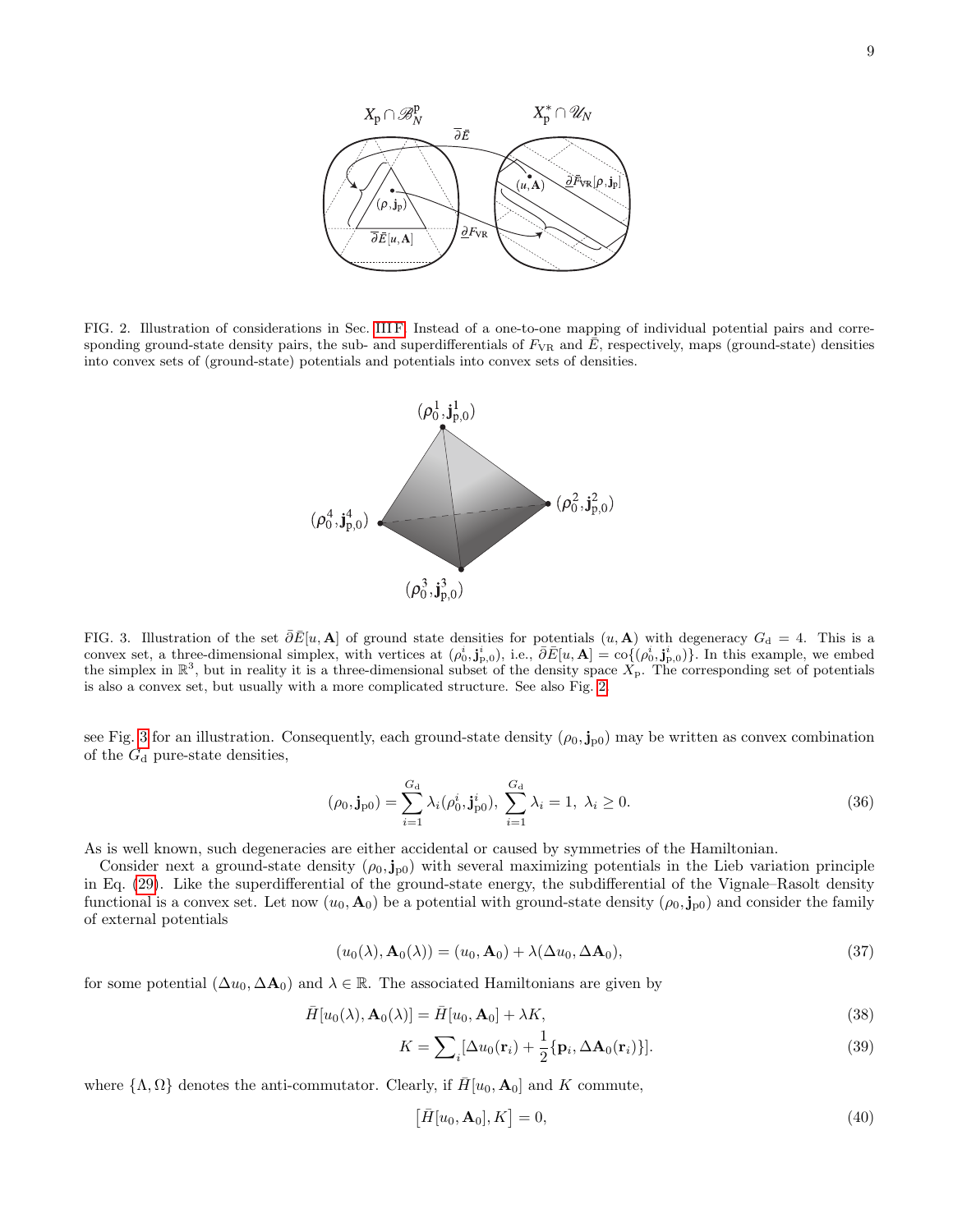FIG. 2. Illustration of considerations in Sec. III F. Instead of a one-to-one mapping of individual potential pairs and corresponding ground-state density pairs, the sub- and superdifferentials of $F_{\mathrm{VR}}$ and $\bar{E}$, respectively, maps (ground-state) densities into convex sets of (ground-state) potentials and potentials into convex sets of densities.

FIG. 3. Illustration of the set $\bar{\partial}\bar{E}[u,\mathbf{A}]$ of ground state densities for potentials $(u,\mathbf{A})$ with degeneracy $G_{\mathrm{d}} = 4$. This is a convex set, a three-dimensional simplex, with vertices at $(\rho_0^i, \mathbf{j}_{\mathrm{p},0}^i)$, i.e., $\bar{\partial}\bar{E}[u,\mathbf{A}] = \mathrm{co}\{(\rho_0^i, \mathbf{j}_{\mathrm{p},0}^i)\}$. In this example, we embed the simplex in $\mathbb{R}^3$, but in reality it is a three-dimensional subset of the density space $X_{\mathrm{p}}$. The corresponding set of potentials is also a convex set, but usually with a more complicated structure. See also Fig. 2.

see Fig. 3 for an illustration. Consequently, each ground-state density $(\rho_0, \mathbf{j}_{\mathrm{p}0})$ may be written as convex combination of the $G_{\mathrm{d}}$ pure-state densities,

$$(\rho_0, \mathbf{j}_{\mathrm{p}0}) = \sum_{i=1}^{G_{\mathrm{d}}} \lambda_i (\rho_0^i, \mathbf{j}_{\mathrm{p}0}^i), \ \sum_{i=1}^{G_{\mathrm{d}}} \lambda_i = 1, \ \lambda_i \geq 0. \tag{36}$$

As is well known, such degeneracies are either accidental or caused by symmetries of the Hamiltonian.

Consider next a ground-state density $(\rho_0, \mathbf{j}_{\mathrm{p}0})$ with several maximizing potentials in the Lieb variation principle in Eq. (29). Like the superdifferential of the ground-state energy, the subdifferential of the Vignale–Rasolt density functional is a convex set. Let now $(u_0, \mathbf{A}_0)$ be a potential with ground-state density $(\rho_0, \mathbf{j}_{\mathrm{p}0})$ and consider the family of external potentials

$$(u_0(\lambda), \mathbf{A}_0(\lambda)) = (u_0, \mathbf{A}_0) + \lambda(\Delta u_0, \Delta \mathbf{A}_0), \tag{37}$$

for some potential $(\Delta u_0, \Delta \mathbf{A}_0)$ and $\lambda \in \mathbb{R}$. The associated Hamiltonians are given by

$$\bar{H}[u_0(\lambda), \mathbf{A}_0(\lambda)] = \bar{H}[u_0, \mathbf{A}_0] + \lambda K, \tag{38}$$

$$K = \sum\nolimits_i [\Delta u_0(\mathbf{r}_i) + \frac{1}{2}\{\mathbf{p}_i, \Delta \mathbf{A}_0(\mathbf{r}_i)\}]. \tag{39}$$

where $\{\Lambda, \Omega\}$ denotes the anti-commutator. Clearly, if $\bar{H}[u_0, \mathbf{A}_0]$ and $K$ commute,

$$\left[\bar{H}[u_0, \mathbf{A}_0], K\right] = 0, \tag{40}$$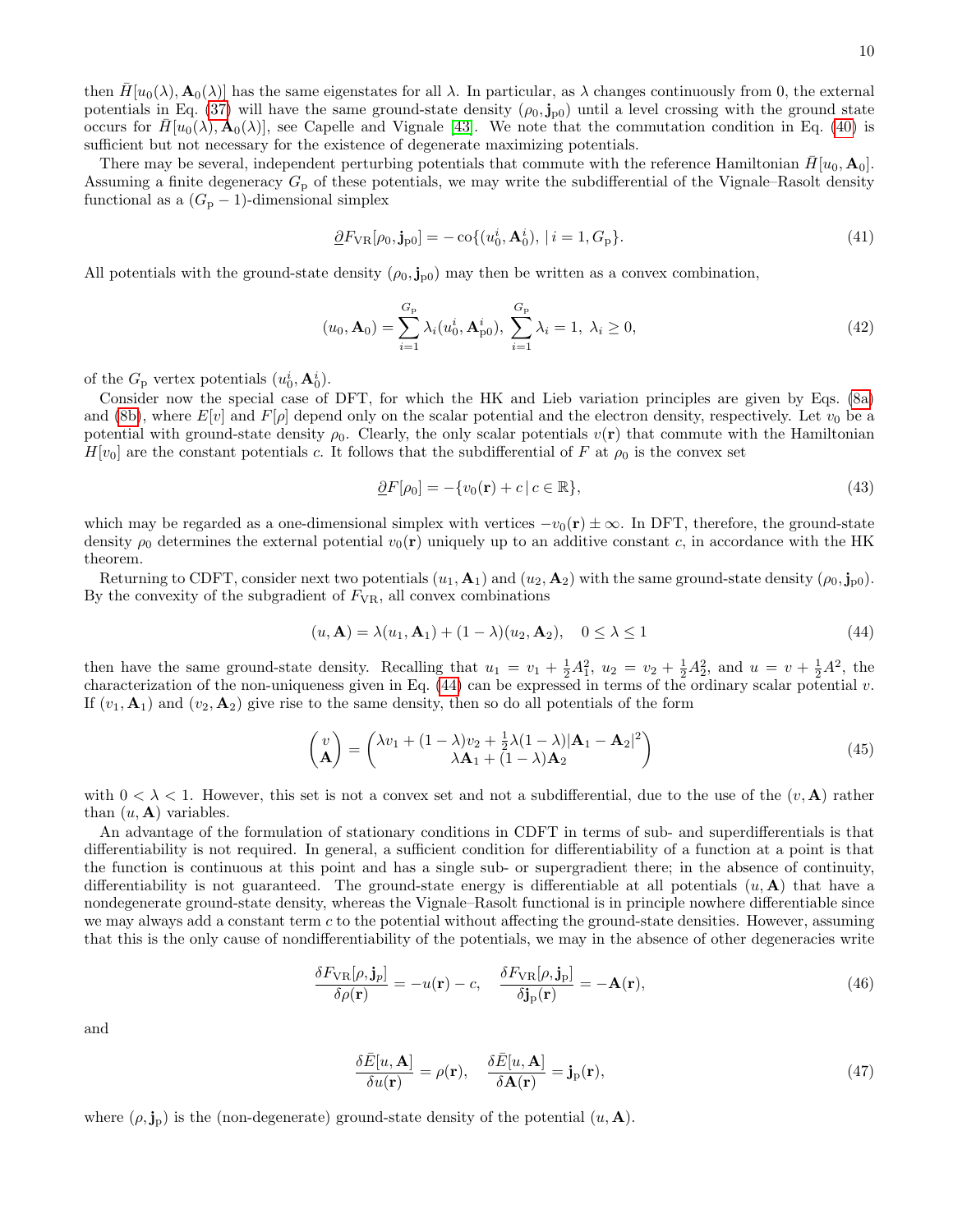then $\bar{H}[u_0(\lambda), \mathbf{A}_0(\lambda)]$ has the same eigenstates for all $\lambda$. In particular, as $\lambda$ changes continuously from 0, the external potentials in Eq. (37) will have the same ground-state density $(\rho_0, \mathbf{j}_{\mathrm{p}0})$ until a level crossing with the ground state occurs for $\bar{H}[u_0(\lambda), \mathbf{A}_0(\lambda)]$, see Capelle and Vignale [43]. We note that the commutation condition in Eq. (40) is sufficient but not necessary for the existence of degenerate maximizing potentials.

There may be several, independent perturbing potentials that commute with the reference Hamiltonian $\bar{H}[u_0, \mathbf{A}_0]$. Assuming a finite degeneracy $G_{\mathrm{p}}$ of these potentials, we may write the subdifferential of the Vignale–Rasolt density functional as a $(G_{\mathrm{p}} - 1)$-dimensional simplex

$$
\underline{\partial} F_{\mathrm{VR}}[\rho_0, \mathbf{j}_{\mathrm{p}0}] = -\operatorname{co}\{(u_0^i, \mathbf{A}_0^i), \,|\, i = 1, G_{\mathrm{p}}\}. \tag{41}
$$

All potentials with the ground-state density $(\rho_0, \mathbf{j}_{\mathrm{p}0})$ may then be written as a convex combination,

$$
(u_0, \mathbf{A}_0) = \sum_{i=1}^{G_{\mathrm{p}}} \lambda_i (u_0^i, \mathbf{A}_{\mathrm{p}0}^i), \; \sum_{i=1}^{G_{\mathrm{p}}} \lambda_i = 1, \; \lambda_i \geq 0, \tag{42}
$$

of the $G_{\mathrm{p}}$ vertex potentials $(u_0^i, \mathbf{A}_0^i)$.

Consider now the special case of DFT, for which the HK and Lieb variation principles are given by Eqs. (8a) and (8b), where $E[v]$ and $F[\rho]$ depend only on the scalar potential and the electron density, respectively. Let $v_0$ be a potential with ground-state density $\rho_0$. Clearly, the only scalar potentials $v(\mathbf{r})$ that commute with the Hamiltonian $H[v_0]$ are the constant potentials $c$. It follows that the subdifferential of $F$ at $\rho_0$ is the convex set

$$
\underline{\partial} F[\rho_0] = -\{v_0(\mathbf{r}) + c \,|\, c \in \mathbb{R}\}, \tag{43}
$$

which may be regarded as a one-dimensional simplex with vertices $-v_0(\mathbf{r}) \pm \infty$. In DFT, therefore, the ground-state density $\rho_0$ determines the external potential $v_0(\mathbf{r})$ uniquely up to an additive constant $c$, in accordance with the HK theorem.

Returning to CDFT, consider next two potentials $(u_1, \mathbf{A}_1)$ and $(u_2, \mathbf{A}_2)$ with the same ground-state density $(\rho_0, \mathbf{j}_{\mathrm{p}0})$. By the convexity of the subgradient of $F_{\mathrm{VR}}$, all convex combinations

$$
(u, \mathbf{A}) = \lambda(u_1, \mathbf{A}_1) + (1 - \lambda)(u_2, \mathbf{A}_2), \quad 0 \leq \lambda \leq 1 \tag{44}
$$

then have the same ground-state density. Recalling that $u_1 = v_1 + \frac{1}{2}A_1^2$, $u_2 = v_2 + \frac{1}{2}A_2^2$, and $u = v + \frac{1}{2}A^2$, the characterization of the non-uniqueness given in Eq. (44) can be expressed in terms of the ordinary scalar potential $v$. If $(v_1, \mathbf{A}_1)$ and $(v_2, \mathbf{A}_2)$ give rise to the same density, then so do all potentials of the form

$$
\begin{pmatrix} v \\ \mathbf{A} \end{pmatrix} = \begin{pmatrix} \lambda v_1 + (1 - \lambda) v_2 + \frac{1}{2}\lambda(1 - \lambda)|\mathbf{A}_1 - \mathbf{A}_2|^2 \\ \lambda \mathbf{A}_1 + (1 - \lambda)\mathbf{A}_2 \end{pmatrix} \tag{45}
$$

with $0 < \lambda < 1$. However, this set is not a convex set and not a subdifferential, due to the use of the $(v, \mathbf{A})$ rather than $(u, \mathbf{A})$ variables.

An advantage of the formulation of stationary conditions in CDFT in terms of sub- and superdifferentials is that differentiability is not required. In general, a sufficient condition for differentiability of a function at a point is that the function is continuous at this point and has a single sub- or supergradient there; in the absence of continuity, differentiability is not guaranteed. The ground-state energy is differentiable at all potentials $(u, \mathbf{A})$ that have a nondegenerate ground-state density, whereas the Vignale–Rasolt functional is in principle nowhere differentiable since we may always add a constant term $c$ to the potential without affecting the ground-state densities. However, assuming that this is the only cause of nondifferentiability of the potentials, we may in the absence of other degeneracies write

$$
\frac{\delta F_{\mathrm{VR}}[\rho, \mathbf{j}_p]}{\delta \rho(\mathbf{r})} = -u(\mathbf{r}) - c, \quad \frac{\delta F_{\mathrm{VR}}[\rho, \mathbf{j}_{\mathrm{p}}]}{\delta \mathbf{j}_{\mathrm{p}}(\mathbf{r})} = -\mathbf{A}(\mathbf{r}), \tag{46}
$$

and

$$
\frac{\delta \bar{E}[u, \mathbf{A}]}{\delta u(\mathbf{r})} = \rho(\mathbf{r}), \quad \frac{\delta \bar{E}[u, \mathbf{A}]}{\delta \mathbf{A}(\mathbf{r})} = \mathbf{j}_{\mathrm{p}}(\mathbf{r}), \tag{47}
$$

where $(\rho, \mathbf{j}_{\mathrm{p}})$ is the (non-degenerate) ground-state density of the potential $(u, \mathbf{A})$.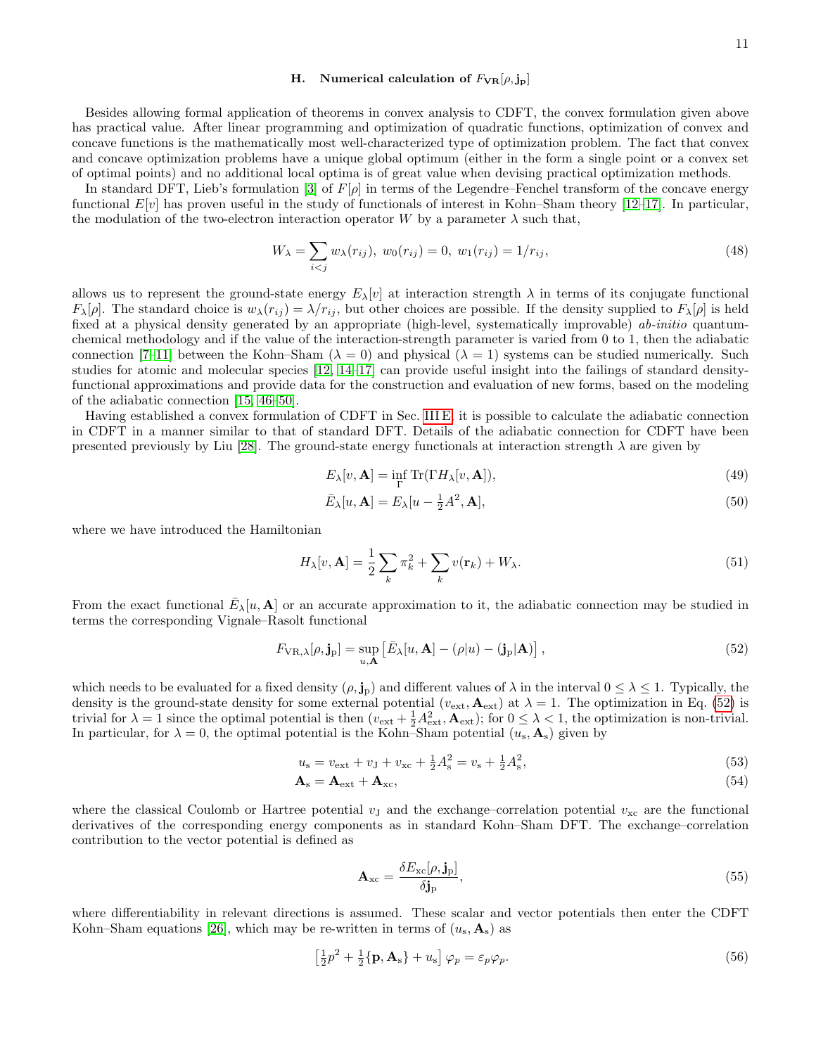### H. Numerical calculation of $F_{\mathbf{VR}}[\rho, \mathbf{j_p}]$

Besides allowing formal application of theorems in convex analysis to CDFT, the convex formulation given above has practical value. After linear programming and optimization of quadratic functions, optimization of convex and concave functions is the mathematically most well-characterized type of optimization problem. The fact that convex and concave optimization problems have a unique global optimum (either in the form a single point or a convex set of optimal points) and no additional local optima is of great value when devising practical optimization methods.

In standard DFT, Lieb's formulation [3] of $F[\rho]$ in terms of the Legendre–Fenchel transform of the concave energy functional $E[v]$ has proven useful in the study of functionals of interest in Kohn–Sham theory [12–17]. In particular, the modulation of the two-electron interaction operator $W$ by a parameter $\lambda$ such that,

$$W_\lambda = \sum_{i<j} w_\lambda(r_{ij}),\ w_0(r_{ij}) = 0,\ w_1(r_{ij}) = 1/r_{ij}, \tag{48}$$

allows us to represent the ground-state energy $E_\lambda[v]$ at interaction strength $\lambda$ in terms of its conjugate functional $F_\lambda[\rho]$. The standard choice is $w_\lambda(r_{ij}) = \lambda/r_{ij}$, but other choices are possible. If the density supplied to $F_\lambda[\rho]$ is held fixed at a physical density generated by an appropriate (high-level, systematically improvable) *ab-initio* quantum-chemical methodology and if the value of the interaction-strength parameter is varied from 0 to 1, then the adiabatic connection [7–11] between the Kohn–Sham ($\lambda = 0$) and physical ($\lambda = 1$) systems can be studied numerically. Such studies for atomic and molecular species [12, 14–17] can provide useful insight into the failings of standard density-functional approximations and provide data for the construction and evaluation of new forms, based on the modeling of the adiabatic connection [15, 46–50].

Having established a convex formulation of CDFT in Sec. III E, it is possible to calculate the adiabatic connection in CDFT in a manner similar to that of standard DFT. Details of the adiabatic connection for CDFT have been presented previously by Liu [28]. The ground-state energy functionals at interaction strength $\lambda$ are given by

$$E_\lambda[v, \mathbf{A}] = \inf_\Gamma \operatorname{Tr}(\Gamma H_\lambda[v, \mathbf{A}]), \tag{49}$$

$$\bar{E}_\lambda[u, \mathbf{A}] = E_\lambda[u - \tfrac{1}{2}A^2, \mathbf{A}], \tag{50}$$

where we have introduced the Hamiltonian

$$H_\lambda[v, \mathbf{A}] = \frac{1}{2}\sum_k \pi_k^2 + \sum_k v(\mathbf{r}_k) + W_\lambda. \tag{51}$$

From the exact functional $\bar{E}_\lambda[u, \mathbf{A}]$ or an accurate approximation to it, the adiabatic connection may be studied in terms the corresponding Vignale–Rasolt functional

$$F_{\mathrm{VR},\lambda}[\rho, \mathbf{j}_\mathrm{p}] = \sup_{u,\mathbf{A}} \left[\bar{E}_\lambda[u, \mathbf{A}] - (\rho|u) - (\mathbf{j}_\mathrm{p}|\mathbf{A})\right], \tag{52}$$

which needs to be evaluated for a fixed density $(\rho, \mathbf{j}_\mathrm{p})$ and different values of $\lambda$ in the interval $0 \leq \lambda \leq 1$. Typically, the density is the ground-state density for some external potential $(v_\mathrm{ext}, \mathbf{A}_\mathrm{ext})$ at $\lambda = 1$. The optimization in Eq. (52) is trivial for $\lambda = 1$ since the optimal potential is then $(v_\mathrm{ext} + \frac{1}{2}A_\mathrm{ext}^2, \mathbf{A}_\mathrm{ext})$; for $0 \leq \lambda < 1$, the optimization is non-trivial. In particular, for $\lambda = 0$, the optimal potential is the Kohn–Sham potential $(u_\mathrm{s}, \mathbf{A}_\mathrm{s})$ given by

$$u_\mathrm{s} = v_\mathrm{ext} + v_\mathrm{J} + v_\mathrm{xc} + \tfrac{1}{2}A_\mathrm{s}^2 = v_\mathrm{s} + \tfrac{1}{2}A_\mathrm{s}^2, \tag{53}$$

$$\mathbf{A}_\mathrm{s} = \mathbf{A}_\mathrm{ext} + \mathbf{A}_\mathrm{xc}, \tag{54}$$

where the classical Coulomb or Hartree potential $v_\mathrm{J}$ and the exchange–correlation potential $v_\mathrm{xc}$ are the functional derivatives of the corresponding energy components as in standard Kohn–Sham DFT. The exchange–correlation contribution to the vector potential is defined as

$$\mathbf{A}_\mathrm{xc} = \frac{\delta E_\mathrm{xc}[\rho, \mathbf{j}_\mathrm{p}]}{\delta \mathbf{j}_\mathrm{p}}, \tag{55}$$

where differentiability in relevant directions is assumed. These scalar and vector potentials then enter the CDFT Kohn–Sham equations [26], which may be re-written in terms of $(u_\mathrm{s}, \mathbf{A}_\mathrm{s})$ as

$$\left[\tfrac{1}{2}p^2 + \tfrac{1}{2}\{\mathbf{p}, \mathbf{A}_\mathrm{s}\} + u_\mathrm{s}\right] \varphi_p = \varepsilon_p \varphi_p. \tag{56}$$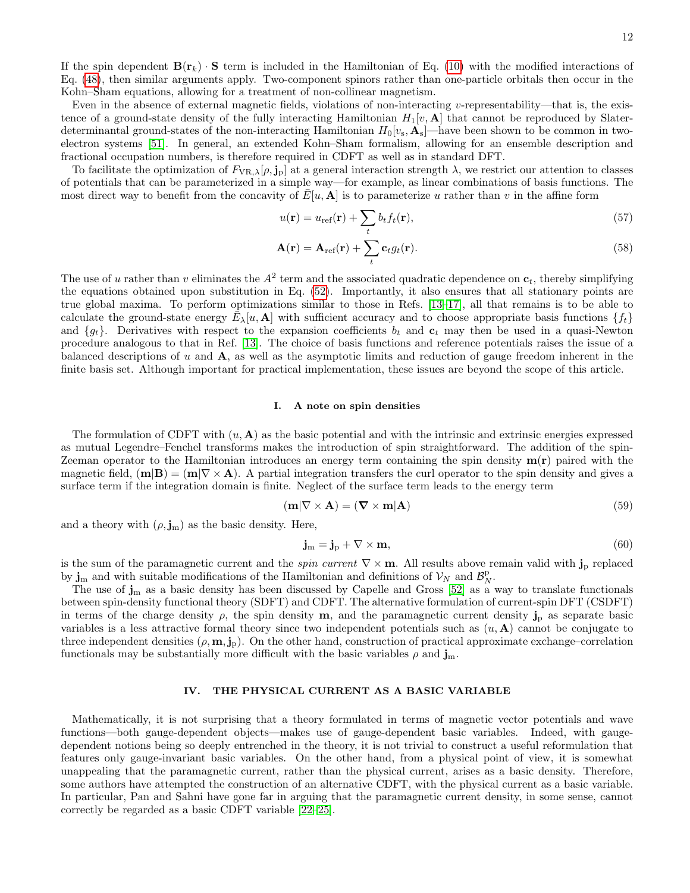If the spin dependent $\mathbf{B}(\mathbf{r}_k)\cdot\mathbf{S}$ term is included in the Hamiltonian of Eq. (10) with the modified interactions of Eq. (48), then similar arguments apply. Two-component spinors rather than one-particle orbitals then occur in the Kohn–Sham equations, allowing for a treatment of non-collinear magnetism.

Even in the absence of external magnetic fields, violations of non-interacting $v$-representability—that is, the existence of a ground-state density of the fully interacting Hamiltonian $H_1[v,\mathbf{A}]$ that cannot be reproduced by Slater-determinantal ground-states of the non-interacting Hamiltonian $H_0[v_\mathrm{s},\mathbf{A}_\mathrm{s}]$—have been shown to be common in two-electron systems [51]. In general, an extended Kohn–Sham formalism, allowing for an ensemble description and fractional occupation numbers, is therefore required in CDFT as well as in standard DFT.

To facilitate the optimization of $F_{\mathrm{VR},\lambda}[\rho,\mathbf{j}_\mathrm{p}]$ at a general interaction strength $\lambda$, we restrict our attention to classes of potentials that can be parameterized in a simple way—for example, as linear combinations of basis functions. The most direct way to benefit from the concavity of $\bar{E}[u,\mathbf{A}]$ is to parameterize $u$ rather than $v$ in the affine form

$$u(\mathbf{r}) = u_\mathrm{ref}(\mathbf{r}) + \sum_t b_t f_t(\mathbf{r}), \tag{57}$$

$$\mathbf{A}(\mathbf{r}) = \mathbf{A}_\mathrm{ref}(\mathbf{r}) + \sum_t \mathbf{c}_t g_t(\mathbf{r}). \tag{58}$$

The use of $u$ rather than $v$ eliminates the $A^2$ term and the associated quadratic dependence on $\mathbf{c}_t$, thereby simplifying the equations obtained upon substitution in Eq. (52). Importantly, it also ensures that all stationary points are true global maxima. To perform optimizations similar to those in Refs. [13–17], all that remains is to be able to calculate the ground-state energy $\bar{E}_\lambda[u,\mathbf{A}]$ with sufficient accuracy and to choose appropriate basis functions $\{f_t\}$ and $\{g_t\}$. Derivatives with respect to the expansion coefficients $b_t$ and $\mathbf{c}_t$ may then be used in a quasi-Newton procedure analogous to that in Ref. [13]. The choice of basis functions and reference potentials raises the issue of a balanced descriptions of $u$ and $\mathbf{A}$, as well as the asymptotic limits and reduction of gauge freedom inherent in the finite basis set. Although important for practical implementation, these issues are beyond the scope of this article.

### I. A note on spin densities

The formulation of CDFT with $(u,\mathbf{A})$ as the basic potential and with the intrinsic and extrinsic energies expressed as mutual Legendre–Fenchel transforms makes the introduction of spin straightforward. The addition of the spin-Zeeman operator to the Hamiltonian introduces an energy term containing the spin density $\mathbf{m}(\mathbf{r})$ paired with the magnetic field, $(\mathbf{m}|\mathbf{B}) = (\mathbf{m}|\nabla\times\mathbf{A})$. A partial integration transfers the curl operator to the spin density and gives a surface term if the integration domain is finite. Neglect of the surface term leads to the energy term

$$(\mathbf{m}|\nabla\times\mathbf{A}) = (\boldsymbol{\nabla}\times\mathbf{m}|\mathbf{A}) \tag{59}$$

and a theory with $(\rho,\mathbf{j}_\mathrm{m})$ as the basic density. Here,

$$\mathbf{j}_\mathrm{m} = \mathbf{j}_\mathrm{p} + \nabla\times\mathbf{m}, \tag{60}$$

is the sum of the paramagnetic current and the *spin current* $\nabla\times\mathbf{m}$. All results above remain valid with $\mathbf{j}_\mathrm{p}$ replaced by $\mathbf{j}_\mathrm{m}$ and with suitable modifications of the Hamiltonian and definitions of $\mathcal{V}_N$ and $\mathcal{B}_N^\mathrm{p}$.

The use of $\mathbf{j}_\mathrm{m}$ as a basic density has been discussed by Capelle and Gross [52] as a way to translate functionals between spin-density functional theory (SDFT) and CDFT. The alternative formulation of current-spin DFT (CSDFT) in terms of the charge density $\rho$, the spin density $\mathbf{m}$, and the paramagnetic current density $\mathbf{j}_\mathrm{p}$ as separate basic variables is a less attractive formal theory since two independent potentials such as $(u,\mathbf{A})$ cannot be conjugate to three independent densities $(\rho,\mathbf{m},\mathbf{j}_\mathrm{p})$. On the other hand, construction of practical approximate exchange–correlation functionals may be substantially more difficult with the basic variables $\rho$ and $\mathbf{j}_\mathrm{m}$.

## IV. THE PHYSICAL CURRENT AS A BASIC VARIABLE

Mathematically, it is not surprising that a theory formulated in terms of magnetic vector potentials and wave functions—both gauge-dependent objects—makes use of gauge-dependent basic variables. Indeed, with gauge-dependent notions being so deeply entrenched in the theory, it is not trivial to construct a useful reformulation that features only gauge-invariant basic variables. On the other hand, from a physical point of view, it is somewhat unappealing that the paramagnetic current, rather than the physical current, arises as a basic density. Therefore, some authors have attempted the construction of an alternative CDFT, with the physical current as a basic variable. In particular, Pan and Sahni have gone far in arguing that the paramagnetic current density, in some sense, cannot correctly be regarded as a basic CDFT variable [22–25].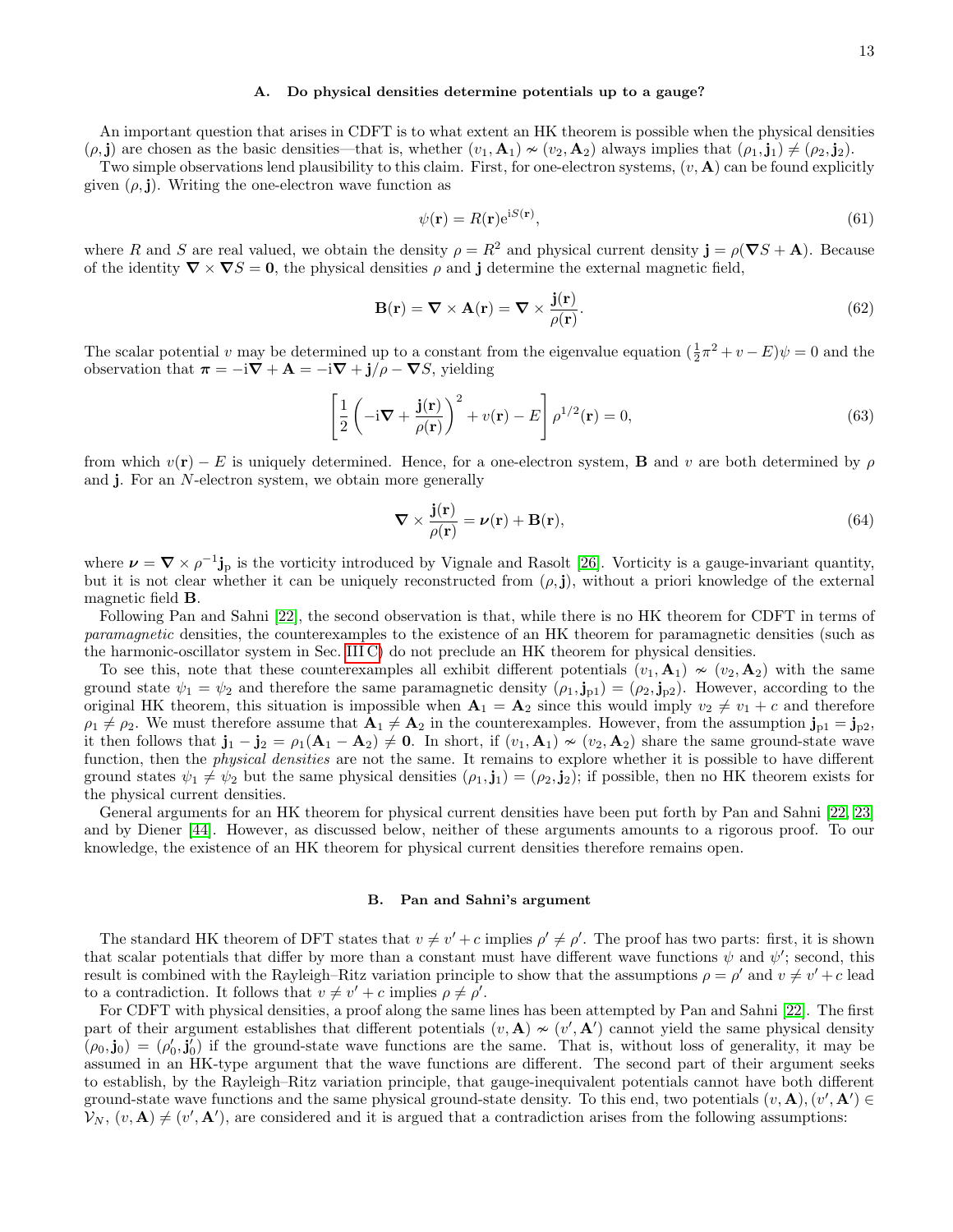### A. Do physical densities determine potentials up to a gauge?

An important question that arises in CDFT is to what extent an HK theorem is possible when the physical densities $(\rho, \mathbf{j})$ are chosen as the basic densities—that is, whether $(v_1, \mathbf{A}_1) \nsim (v_2, \mathbf{A}_2)$ always implies that $(\rho_1, \mathbf{j}_1) \neq (\rho_2, \mathbf{j}_2)$.

Two simple observations lend plausibility to this claim. First, for one-electron systems, $(v, \mathbf{A})$ can be found explicitly given $(\rho, \mathbf{j})$. Writing the one-electron wave function as

$$\psi(\mathbf{r}) = R(\mathbf{r})\mathrm{e}^{\mathrm{i}S(\mathbf{r})}, \tag{61}$$

where $R$ and $S$ are real valued, we obtain the density $\rho = R^2$ and physical current density $\mathbf{j} = \rho(\boldsymbol{\nabla} S + \mathbf{A})$. Because of the identity $\boldsymbol{\nabla} \times \boldsymbol{\nabla} S = \mathbf{0}$, the physical densities $\rho$ and $\mathbf{j}$ determine the external magnetic field,

$$\mathbf{B}(\mathbf{r}) = \boldsymbol{\nabla} \times \mathbf{A}(\mathbf{r}) = \boldsymbol{\nabla} \times \frac{\mathbf{j}(\mathbf{r})}{\rho(\mathbf{r})}. \tag{62}$$

The scalar potential $v$ may be determined up to a constant from the eigenvalue equation $(\frac{1}{2}\pi^2 + v - E)\psi = 0$ and the observation that $\boldsymbol{\pi} = -\mathrm{i}\boldsymbol{\nabla} + \mathbf{A} = -\mathrm{i}\boldsymbol{\nabla} + \mathbf{j}/\rho - \boldsymbol{\nabla} S$, yielding

$$\left[\frac{1}{2}\left(-\mathrm{i}\boldsymbol{\nabla} + \frac{\mathbf{j}(\mathbf{r})}{\rho(\mathbf{r})}\right)^2 + v(\mathbf{r}) - E\right]\rho^{1/2}(\mathbf{r}) = 0, \tag{63}$$

from which $v(\mathbf{r}) - E$ is uniquely determined. Hence, for a one-electron system, $\mathbf{B}$ and $v$ are both determined by $\rho$ and $\mathbf{j}$. For an $N$-electron system, we obtain more generally

$$\boldsymbol{\nabla} \times \frac{\mathbf{j}(\mathbf{r})}{\rho(\mathbf{r})} = \boldsymbol{\nu}(\mathbf{r}) + \mathbf{B}(\mathbf{r}), \tag{64}$$

where $\boldsymbol{\nu} = \boldsymbol{\nabla} \times \rho^{-1}\mathbf{j}_\mathrm{p}$ is the vorticity introduced by Vignale and Rasolt [26]. Vorticity is a gauge-invariant quantity, but it is not clear whether it can be uniquely reconstructed from $(\rho, \mathbf{j})$, without a priori knowledge of the external magnetic field $\mathbf{B}$.

Following Pan and Sahni [22], the second observation is that, while there is no HK theorem for CDFT in terms of *paramagnetic* densities, the counterexamples to the existence of an HK theorem for paramagnetic densities (such as the harmonic-oscillator system in Sec. III C) do not preclude an HK theorem for physical densities.

To see this, note that these counterexamples all exhibit different potentials $(v_1, \mathbf{A}_1) \nsim (v_2, \mathbf{A}_2)$ with the same ground state $\psi_1 = \psi_2$ and therefore the same paramagnetic density $(\rho_1, \mathbf{j}_{\mathrm{p}1}) = (\rho_2, \mathbf{j}_{\mathrm{p}2})$. However, according to the original HK theorem, this situation is impossible when $\mathbf{A}_1 = \mathbf{A}_2$ since this would imply $v_2 \neq v_1 + c$ and therefore $\rho_1 \neq \rho_2$. We must therefore assume that $\mathbf{A}_1 \neq \mathbf{A}_2$ in the counterexamples. However, from the assumption $\mathbf{j}_{\mathrm{p}1} = \mathbf{j}_{\mathrm{p}2}$, it then follows that $\mathbf{j}_1 - \mathbf{j}_2 = \rho_1(\mathbf{A}_1 - \mathbf{A}_2) \neq \mathbf{0}$. In short, if $(v_1, \mathbf{A}_1) \nsim (v_2, \mathbf{A}_2)$ share the same ground-state wave function, then the *physical densities* are not the same. It remains to explore whether it is possible to have different ground states $\psi_1 \neq \psi_2$ but the same physical densities $(\rho_1, \mathbf{j}_1) = (\rho_2, \mathbf{j}_2)$; if possible, then no HK theorem exists for the physical current densities.

General arguments for an HK theorem for physical current densities have been put forth by Pan and Sahni [22, 23] and by Diener [44]. However, as discussed below, neither of these arguments amounts to a rigorous proof. To our knowledge, the existence of an HK theorem for physical current densities therefore remains open.

### B. Pan and Sahni's argument

The standard HK theorem of DFT states that $v \neq v' + c$ implies $\rho' \neq \rho'$. The proof has two parts: first, it is shown that scalar potentials that differ by more than a constant must have different wave functions $\psi$ and $\psi'$; second, this result is combined with the Rayleigh–Ritz variation principle to show that the assumptions $\rho = \rho'$ and $v \neq v' + c$ lead to a contradiction. It follows that $v \neq v' + c$ implies $\rho \neq \rho'$.

For CDFT with physical densities, a proof along the same lines has been attempted by Pan and Sahni [22]. The first part of their argument establishes that different potentials $(v, \mathbf{A}) \nsim (v', \mathbf{A}')$ cannot yield the same physical density $(\rho_0, \mathbf{j}_0) = (\rho_0', \mathbf{j}_0')$ if the ground-state wave functions are the same. That is, without loss of generality, it may be assumed in an HK-type argument that the wave functions are different. The second part of their argument seeks to establish, by the Rayleigh–Ritz variation principle, that gauge-inequivalent potentials cannot have both different ground-state wave functions and the same physical ground-state density. To this end, two potentials $(v, \mathbf{A}), (v', \mathbf{A}') \in \mathcal{V}_N$, $(v, \mathbf{A}) \neq (v', \mathbf{A}')$ are considered and it is argued that a contradiction arises from the following assumptions: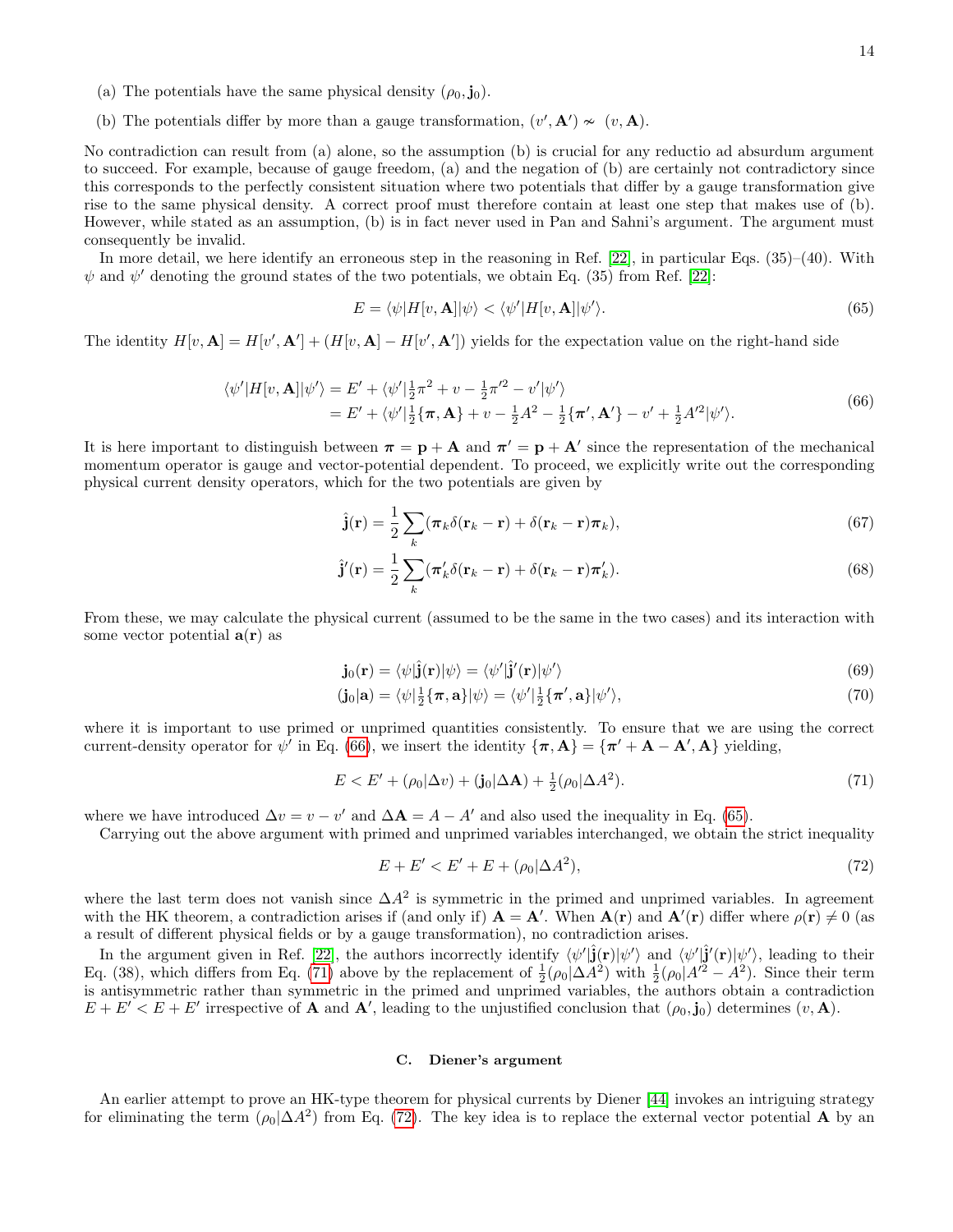(a) The potentials have the same physical density $(\rho_0, \mathbf{j}_0)$.

(b) The potentials differ by more than a gauge transformation, $(v', \mathbf{A}') \nsim (v, \mathbf{A})$.

No contradiction can result from (a) alone, so the assumption (b) is crucial for any reductio ad absurdum argument to succeed. For example, because of gauge freedom, (a) and the negation of (b) are certainly not contradictory since this corresponds to the perfectly consistent situation where two potentials that differ by a gauge transformation give rise to the same physical density. A correct proof must therefore contain at least one step that makes use of (b). However, while stated as an assumption, (b) is in fact never used in Pan and Sahni's argument. The argument must consequently be invalid.

In more detail, we here identify an erroneous step in the reasoning in Ref. [22], in particular Eqs. (35)–(40). With $\psi$ and $\psi'$ denoting the ground states of the two potentials, we obtain Eq. (35) from Ref. [22]:

$$E = \langle \psi | H[v, \mathbf{A}] | \psi \rangle < \langle \psi' | H[v, \mathbf{A}] | \psi' \rangle. \tag{65}$$

The identity $H[v, \mathbf{A}] = H[v', \mathbf{A}'] + (H[v, \mathbf{A}] - H[v', \mathbf{A}'])$ yields for the expectation value on the right-hand side

$$\begin{aligned}
\langle \psi' | H[v, \mathbf{A}] | \psi' \rangle &= E' + \langle \psi' | \tfrac{1}{2}\pi^2 + v - \tfrac{1}{2}\pi'^2 - v' | \psi' \rangle \\
&= E' + \langle \psi' | \tfrac{1}{2}\{\boldsymbol{\pi}, \mathbf{A}\} + v - \tfrac{1}{2}A^2 - \tfrac{1}{2}\{\boldsymbol{\pi}', \mathbf{A}'\} - v' + \tfrac{1}{2}A'^2 | \psi' \rangle.
\end{aligned} \tag{66}$$

It is here important to distinguish between $\boldsymbol{\pi} = \mathbf{p} + \mathbf{A}$ and $\boldsymbol{\pi}' = \mathbf{p} + \mathbf{A}'$ since the representation of the mechanical momentum operator is gauge and vector-potential dependent. To proceed, we explicitly write out the corresponding physical current density operators, which for the two potentials are given by

$$\hat{\mathbf{j}}(\mathbf{r}) = \frac{1}{2} \sum_k (\boldsymbol{\pi}_k \delta(\mathbf{r}_k - \mathbf{r}) + \delta(\mathbf{r}_k - \mathbf{r}) \boldsymbol{\pi}_k), \tag{67}$$

$$\hat{\mathbf{j}}'(\mathbf{r}) = \frac{1}{2} \sum_k (\boldsymbol{\pi}'_k \delta(\mathbf{r}_k - \mathbf{r}) + \delta(\mathbf{r}_k - \mathbf{r}) \boldsymbol{\pi}'_k). \tag{68}$$

From these, we may calculate the physical current (assumed to be the same in the two cases) and its interaction with some vector potential $\mathbf{a}(\mathbf{r})$ as

$$\mathbf{j}_0(\mathbf{r}) = \langle \psi | \hat{\mathbf{j}}(\mathbf{r}) | \psi \rangle = \langle \psi' | \hat{\mathbf{j}}'(\mathbf{r}) | \psi' \rangle \tag{69}$$

$$(\mathbf{j}_0 | \mathbf{a}) = \langle \psi | \tfrac{1}{2}\{\boldsymbol{\pi}, \mathbf{a}\} | \psi \rangle = \langle \psi' | \tfrac{1}{2}\{\boldsymbol{\pi}', \mathbf{a}\} | \psi' \rangle, \tag{70}$$

where it is important to use primed or unprimed quantities consistently. To ensure that we are using the correct current-density operator for $\psi'$ in Eq. (66), we insert the identity $\{\boldsymbol{\pi}, \mathbf{A}\} = \{\boldsymbol{\pi}' + \mathbf{A} - \mathbf{A}', \mathbf{A}\}$ yielding,

$$E < E' + (\rho_0 | \Delta v) + (\mathbf{j}_0 | \Delta \mathbf{A}) + \tfrac{1}{2}(\rho_0 | \Delta A^2). \tag{71}$$

where we have introduced $\Delta v = v - v'$ and $\Delta \mathbf{A} = A - A'$ and also used the inequality in Eq. (65).

Carrying out the above argument with primed and unprimed variables interchanged, we obtain the strict inequality

$$E + E' < E' + E + (\rho_0 | \Delta A^2), \tag{72}$$

where the last term does not vanish since $\Delta A^2$ is symmetric in the primed and unprimed variables. In agreement with the HK theorem, a contradiction arises if (and only if) $\mathbf{A} = \mathbf{A}'$. When $\mathbf{A}(\mathbf{r})$ and $\mathbf{A}'(\mathbf{r})$ differ where $\rho(\mathbf{r}) \neq 0$ (as a result of different physical fields or by a gauge transformation), no contradiction arises.

In the argument given in Ref. [22], the authors incorrectly identify $\langle \psi' | \hat{\mathbf{j}}(\mathbf{r}) | \psi' \rangle$ and $\langle \psi' | \hat{\mathbf{j}}'(\mathbf{r}) | \psi' \rangle$, leading to their Eq. (38), which differs from Eq. (71) above by the replacement of $\frac{1}{2}(\rho_0 | \Delta A^2)$ with $\frac{1}{2}(\rho_0 | A'^2 - A^2)$. Since their term is antisymmetric rather than symmetric in the primed and unprimed variables, the authors obtain a contradiction $E + E' < E + E'$ irrespective of $\mathbf{A}$ and $\mathbf{A}'$, leading to the unjustified conclusion that $(\rho_0, \mathbf{j}_0)$ determines $(v, \mathbf{A})$.

### C. Diener's argument

An earlier attempt to prove an HK-type theorem for physical currents by Diener [44] invokes an intriguing strategy for eliminating the term $(\rho_0 | \Delta A^2)$ from Eq. (72). The key idea is to replace the external vector potential $\mathbf{A}$ by an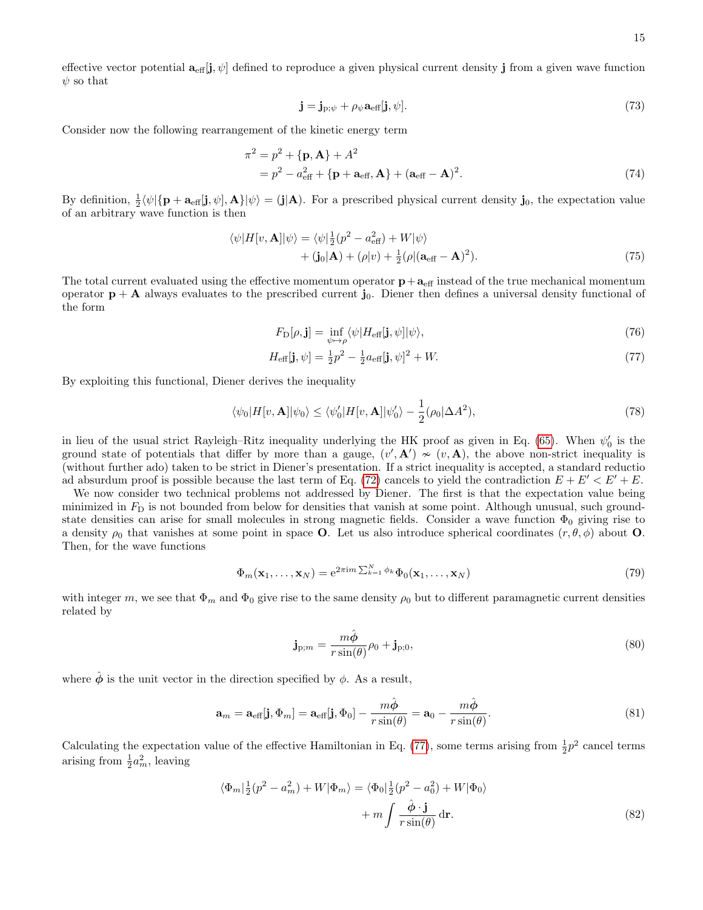effective vector potential $\mathbf{a}_{\rm eff}[\mathbf{j},\psi]$ defined to reproduce a given physical current density $\mathbf{j}$ from a given wave function $\psi$ so that

$$\mathbf{j} = \mathbf{j}_{\mathrm{p};\psi} + \rho_\psi \mathbf{a}_{\rm eff}[\mathbf{j},\psi]. \tag{73}$$

Consider now the following rearrangement of the kinetic energy term

$$\begin{aligned}\pi^2 &= p^2 + \{\mathbf{p},\mathbf{A}\} + A^2 \\ &= p^2 - a_{\rm eff}^2 + \{\mathbf{p}+\mathbf{a}_{\rm eff},\mathbf{A}\} + (\mathbf{a}_{\rm eff}-\mathbf{A})^2.\end{aligned} \tag{74}$$

By definition, $\frac{1}{2}\langle\psi|\{\mathbf{p}+\mathbf{a}_{\rm eff}[\mathbf{j},\psi],\mathbf{A}\}|\psi\rangle = (\mathbf{j}|\mathbf{A})$. For a prescribed physical current density $\mathbf{j}_0$, the expectation value of an arbitrary wave function is then

$$\begin{aligned}\langle\psi|H[v,\mathbf{A}]|\psi\rangle &= \langle\psi|\tfrac{1}{2}(p^2 - a_{\rm eff}^2) + W|\psi\rangle \\ &\quad + (\mathbf{j}_0|\mathbf{A}) + (\rho|v) + \tfrac{1}{2}(\rho|(\mathbf{a}_{\rm eff}-\mathbf{A})^2).\end{aligned} \tag{75}$$

The total current evaluated using the effective momentum operator $\mathbf{p}+\mathbf{a}_{\rm eff}$ instead of the true mechanical momentum operator $\mathbf{p}+\mathbf{A}$ always evaluates to the prescribed current $\mathbf{j}_0$. Diener then defines a universal density functional of the form

$$F_{\rm D}[\rho,\mathbf{j}] = \inf_{\psi\mapsto\rho} \langle\psi|H_{\rm eff}[\mathbf{j},\psi]|\psi\rangle, \tag{76}$$

$$H_{\rm eff}[\mathbf{j},\psi] = \tfrac{1}{2}p^2 - \tfrac{1}{2}a_{\rm eff}[\mathbf{j},\psi]^2 + W. \tag{77}$$

By exploiting this functional, Diener derives the inequality

$$\langle\psi_0|H[v,\mathbf{A}]|\psi_0\rangle \le \langle\psi_0'|H[v,\mathbf{A}]|\psi_0'\rangle - \frac{1}{2}(\rho_0|\Delta A^2), \tag{78}$$

in lieu of the usual strict Rayleigh–Ritz inequality underlying the HK proof as given in Eq. (65). When $\psi_0'$ is the ground state of potentials that differ by more than a gauge, $(v',\mathbf{A}') \not\approx (v,\mathbf{A})$, the above non-strict inequality is (without further ado) taken to be strict in Diener's presentation. If a strict inequality is accepted, a standard reductio ad absurdum proof is possible because the last term of Eq. (72) cancels to yield the contradiction $E + E' < E' + E$.

We now consider two technical problems not addressed by Diener. The first is that the expectation value being minimized in $F_{\rm D}$ is not bounded from below for densities that vanish at some point. Although unusual, such ground-state densities can arise for small molecules in strong magnetic fields. Consider a wave function $\Phi_0$ giving rise to a density $\rho_0$ that vanishes at some point in space $\mathbf{O}$. Let us also introduce spherical coordinates $(r,\theta,\phi)$ about $\mathbf{O}$. Then, for the wave functions

$$\Phi_m(\mathbf{x}_1,\ldots,\mathbf{x}_N) = \mathrm{e}^{2\pi i m \sum_{k=1}^N \phi_k}\Phi_0(\mathbf{x}_1,\ldots,\mathbf{x}_N) \tag{79}$$

with integer $m$, we see that $\Phi_m$ and $\Phi_0$ give rise to the same density $\rho_0$ but to different paramagnetic current densities related by

$$\mathbf{j}_{\mathrm{p};m} = \frac{m\hat{\boldsymbol{\phi}}}{r\sin(\theta)}\rho_0 + \mathbf{j}_{\mathrm{p};0}, \tag{80}$$

where $\hat{\boldsymbol{\phi}}$ is the unit vector in the direction specified by $\phi$. As a result,

$$\mathbf{a}_m = \mathbf{a}_{\rm eff}[\mathbf{j},\Phi_m] = \mathbf{a}_{\rm eff}[\mathbf{j},\Phi_0] - \frac{m\hat{\boldsymbol{\phi}}}{r\sin(\theta)} = \mathbf{a}_0 - \frac{m\hat{\boldsymbol{\phi}}}{r\sin(\theta)}. \tag{81}$$

Calculating the expectation value of the effective Hamiltonian in Eq. (77), some terms arising from $\frac{1}{2}p^2$ cancel terms arising from $\frac{1}{2}a_m^2$, leaving

$$\begin{aligned}\langle\Phi_m|\tfrac{1}{2}(p^2 - a_m^2) + W|\Phi_m\rangle &= \langle\Phi_0|\tfrac{1}{2}(p^2 - a_0^2) + W|\Phi_0\rangle \\ &\quad + m\int \frac{\hat{\boldsymbol{\phi}}\cdot\mathbf{j}}{r\sin(\theta)}\,\mathrm{d}\mathbf{r}.\end{aligned} \tag{82}$$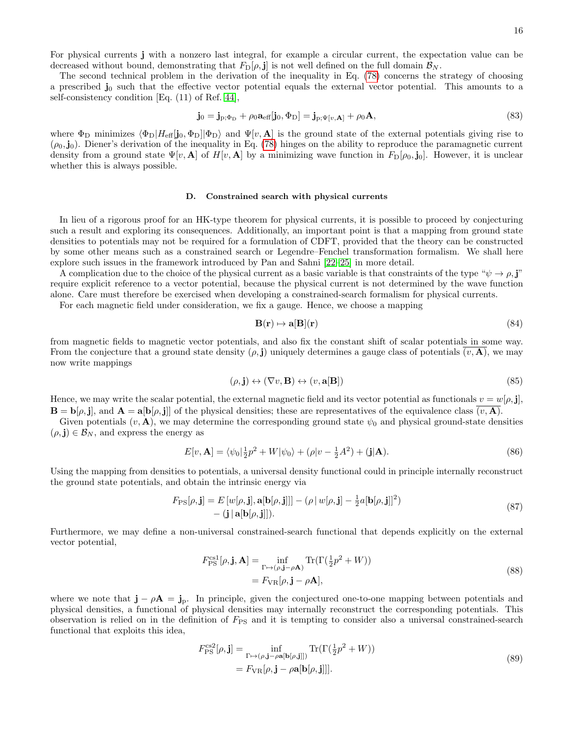For physical currents $\mathbf{j}$ with a nonzero last integral, for example a circular current, the expectation value can be decreased without bound, demonstrating that $F_{\rm D}[\rho, \mathbf{j}]$ is not well defined on the full domain $\mathcal{B}_N$.

The second technical problem in the derivation of the inequality in Eq. (78) concerns the strategy of choosing a prescribed $\mathbf{j}_0$ such that the effective vector potential equals the external vector potential. This amounts to a self-consistency condition [Eq. (11) of Ref. [44]],

$$\mathbf{j}_0 = \mathbf{j}_{\rm p;\Phi_D} + \rho_0 \mathbf{a}_{\rm eff}[\mathbf{j}_0, \Phi_{\rm D}] = \mathbf{j}_{\rm p;\Psi[v,\mathbf{A}]} + \rho_0 \mathbf{A}, \tag{83}$$

where $\Phi_{\rm D}$ minimizes $\langle \Phi_{\rm D} | H_{\rm eff}[\mathbf{j}_0, \Phi_{\rm D}] | \Phi_{\rm D} \rangle$ and $\Psi[v, \mathbf{A}]$ is the ground state of the external potentials giving rise to $(\rho_0, \mathbf{j}_0)$. Diener's derivation of the inequality in Eq. (78) hinges on the ability to reproduce the paramagnetic current density from a ground state $\Psi[v, \mathbf{A}]$ of $H[v, \mathbf{A}]$ by a minimizing wave function in $F_{\rm D}[\rho_0, \mathbf{j}_0]$. However, it is unclear whether this is always possible.

### D. Constrained search with physical currents

In lieu of a rigorous proof for an HK-type theorem for physical currents, it is possible to proceed by conjecturing such a result and exploring its consequences. Additionally, an important point is that a mapping from ground state densities to potentials may not be required for a formulation of CDFT, provided that the theory can be constructed by some other means such as a constrained search or Legendre–Fenchel transformation formalism. We shall here explore such issues in the framework introduced by Pan and Sahni [22–25] in more detail.

A complication due to the choice of the physical current as a basic variable is that constraints of the type "$\psi \to \rho, \mathbf{j}$" require explicit reference to a vector potential, because the physical current is not determined by the wave function alone. Care must therefore be exercised when developing a constrained-search formalism for physical currents.

For each magnetic field under consideration, we fix a gauge. Hence, we choose a mapping

$$\mathbf{B}(\mathbf{r}) \mapsto \mathbf{a}[\mathbf{B}](\mathbf{r}) \tag{84}$$

from magnetic fields to magnetic vector potentials, and also fix the constant shift of scalar potentials in some way. From the conjecture that a ground state density $(\rho, \mathbf{j})$ uniquely determines a gauge class of potentials $\overline{(v, \mathbf{A})}$, we may now write mappings

$$(\rho, \mathbf{j}) \leftrightarrow (\nabla v, \mathbf{B}) \leftrightarrow (v, \mathbf{a}[\mathbf{B}]) \tag{85}$$

Hence, we may write the scalar potential, the external magnetic field and its vector potential as functionals $v = w[\rho, \mathbf{j}]$, $\mathbf{B} = \mathbf{b}[\rho, \mathbf{j}]$, and $\mathbf{A} = \mathbf{a}[\mathbf{b}[\rho, \mathbf{j}]]$ of the physical densities; these are representatives of the equivalence class $\overline{(v, \mathbf{A})}$.

Given potentials $(v, \mathbf{A})$, we may determine the corresponding ground state $\psi_0$ and physical ground-state densities $(\rho, \mathbf{j}) \in \mathcal{B}_N$, and express the energy as

$$E[v, \mathbf{A}] = \langle \psi_0 | \tfrac{1}{2} p^2 + W | \psi_0 \rangle + (\rho | v - \tfrac{1}{2} A^2) + (\mathbf{j} | \mathbf{A}). \tag{86}$$

Using the mapping from densities to potentials, a universal density functional could in principle internally reconstruct the ground state potentials, and obtain the intrinsic energy via

$$\begin{aligned} F_{\rm PS}[\rho, \mathbf{j}] = E\left[w[\rho, \mathbf{j}], \mathbf{a}[\mathbf{b}[\rho, \mathbf{j}]]\right] - (\rho \,|\, w[\rho, \mathbf{j}] - \tfrac{1}{2} a[\mathbf{b}[\rho, \mathbf{j}]]^2) \\ - (\mathbf{j} \,|\, \mathbf{a}[\mathbf{b}[\rho, \mathbf{j}]]). \end{aligned} \tag{87}$$

Furthermore, we may define a non-universal constrained-search functional that depends explicitly on the external vector potential,

$$\begin{aligned} F_{\rm PS}^{\rm cs1}[\rho, \mathbf{j}, \mathbf{A}] &= \inf_{\Gamma \mapsto (\rho, \mathbf{j} - \rho \mathbf{A})} {\rm Tr}(\Gamma(\tfrac{1}{2} p^2 + W)) \\ &= F_{\rm VR}[\rho, \mathbf{j} - \rho \mathbf{A}], \end{aligned} \tag{88}$$

where we note that $\mathbf{j} - \rho \mathbf{A} = \mathbf{j}_{\rm p}$. In principle, given the conjectured one-to-one mapping between potentials and physical densities, a functional of physical densities may internally reconstruct the corresponding potentials. This observation is relied on in the definition of $F_{\rm PS}$ and it is tempting to consider also a universal constrained-search functional that exploits this idea,

$$\begin{aligned} F_{\rm PS}^{\rm cs2}[\rho, \mathbf{j}] &= \inf_{\Gamma \mapsto (\rho, \mathbf{j} - \rho \mathbf{a}[\mathbf{b}[\rho, \mathbf{j}]])} {\rm Tr}(\Gamma(\tfrac{1}{2} p^2 + W)) \\ &= F_{\rm VR}[\rho, \mathbf{j} - \rho \mathbf{a}[\mathbf{b}[\rho, \mathbf{j}]]]. \end{aligned} \tag{89}$$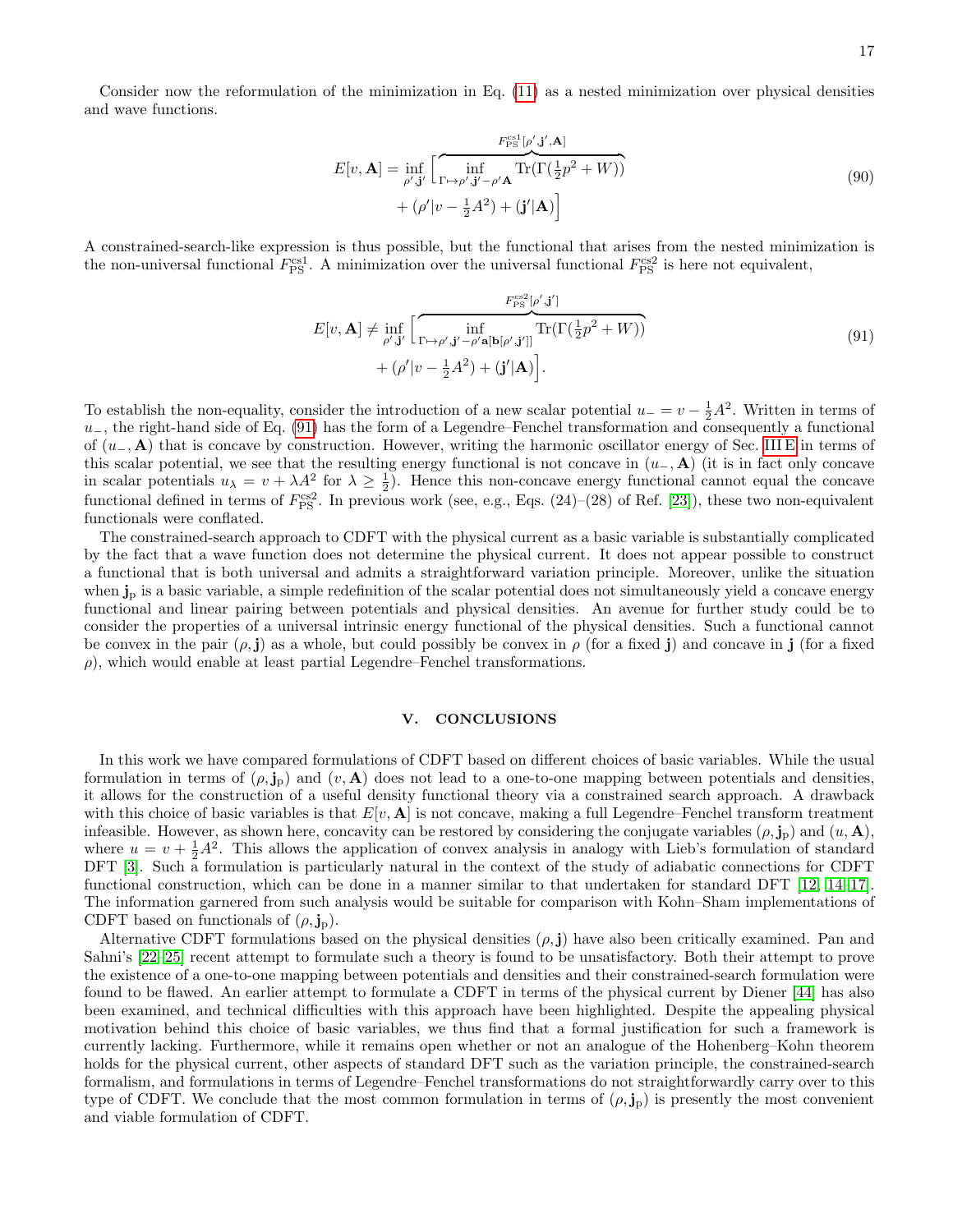Consider now the reformulation of the minimization in Eq. (11) as a nested minimization over physical densities and wave functions.

$$
\begin{aligned}
E[v,\mathbf{A}] = \inf_{\rho',\mathbf{j}'} \Big[ & \overbrace{\inf_{\Gamma\mapsto\rho',\mathbf{j}'-\rho'\mathbf{A}} \mathrm{Tr}(\Gamma(\tfrac{1}{2}p^2+W))}^{F_{\mathrm{PS}}^{\mathrm{cs1}}[\rho',\mathbf{j}',\mathbf{A}]} \\
& + (\rho'|v-\tfrac{1}{2}A^2) + (\mathbf{j}'|\mathbf{A})\Big]
\end{aligned} \tag{90}
$$

A constrained-search-like expression is thus possible, but the functional that arises from the nested minimization is the non-universal functional $F_{\mathrm{PS}}^{\mathrm{cs1}}$. A minimization over the universal functional $F_{\mathrm{PS}}^{\mathrm{cs2}}$ is here not equivalent,

$$
\begin{aligned}
E[v,\mathbf{A}] \neq \inf_{\rho',\mathbf{j}'} \Big[ & \overbrace{\inf_{\Gamma\mapsto\rho',\mathbf{j}'-\rho'\mathbf{a}[\mathbf{b}[\rho',\mathbf{j}']]} \mathrm{Tr}(\Gamma(\tfrac{1}{2}p^2+W))}^{F_{\mathrm{PS}}^{\mathrm{cs2}}[\rho',\mathbf{j}']} \\
& + (\rho'|v-\tfrac{1}{2}A^2) + (\mathbf{j}'|\mathbf{A})\Big].
\end{aligned} \tag{91}
$$

To establish the non-equality, consider the introduction of a new scalar potential $u_- = v - \frac{1}{2}A^2$. Written in terms of $u_-$, the right-hand side of Eq. (91) has the form of a Legendre–Fenchel transformation and consequently a functional of $(u_-,\mathbf{A})$ that is concave by construction. However, writing the harmonic oscillator energy of Sec. III E in terms of this scalar potential, we see that the resulting energy functional is not concave in $(u_-,\mathbf{A})$ (it is in fact only concave in scalar potentials $u_\lambda = v + \lambda A^2$ for $\lambda \geq \frac{1}{2}$). Hence this non-concave energy functional cannot equal the concave functional defined in terms of $F_{\mathrm{PS}}^{\mathrm{cs2}}$. In previous work (see, e.g., Eqs. (24)–(28) of Ref. [23]), these two non-equivalent functionals were conflated.

The constrained-search approach to CDFT with the physical current as a basic variable is substantially complicated by the fact that a wave function does not determine the physical current. It does not appear possible to construct a functional that is both universal and admits a straightforward variation principle. Moreover, unlike the situation when $\mathbf{j}_{\mathrm{p}}$ is a basic variable, a simple redefinition of the scalar potential does not simultaneously yield a concave energy functional and linear pairing between potentials and physical densities. An avenue for further study could be to consider the properties of a universal intrinsic energy functional of the physical densities. Such a functional cannot be convex in the pair $(\rho,\mathbf{j})$ as a whole, but could possibly be convex in $\rho$ (for a fixed $\mathbf{j}$) and concave in $\mathbf{j}$ (for a fixed $\rho$), which would enable at least partial Legendre–Fenchel transformations.

## V. CONCLUSIONS

In this work we have compared formulations of CDFT based on different choices of basic variables. While the usual formulation in terms of $(\rho,\mathbf{j}_{\mathrm{p}})$ and $(v,\mathbf{A})$ does not lead to a one-to-one mapping between potentials and densities, it allows for the construction of a useful density functional theory via a constrained search approach. A drawback with this choice of basic variables is that $E[v,\mathbf{A}]$ is not concave, making a full Legendre–Fenchel transform treatment infeasible. However, as shown here, concavity can be restored by considering the conjugate variables $(\rho,\mathbf{j}_{\mathrm{p}})$ and $(u,\mathbf{A})$, where $u = v + \frac{1}{2}A^2$. This allows the application of convex analysis in analogy with Lieb's formulation of standard DFT [3]. Such a formulation is particularly natural in the context of the study of adiabatic connections for CDFT functional construction, which can be done in a manner similar to that undertaken for standard DFT [12, 14–17]. The information garnered from such analysis would be suitable for comparison with Kohn–Sham implementations of CDFT based on functionals of $(\rho,\mathbf{j}_{\mathrm{p}})$.

Alternative CDFT formulations based on the physical densities $(\rho,\mathbf{j})$ have also been critically examined. Pan and Sahni's [22–25] recent attempt to formulate such a theory is found to be unsatisfactory. Both their attempt to prove the existence of a one-to-one mapping between potentials and densities and their constrained-search formulation were found to be flawed. An earlier attempt to formulate a CDFT in terms of the physical current by Diener [44] has also been examined, and technical difficulties with this approach have been highlighted. Despite the appealing physical motivation behind this choice of basic variables, we thus find that a formal justification for such a framework is currently lacking. Furthermore, while it remains open whether or not an analogue of the Hohenberg–Kohn theorem holds for the physical current, other aspects of standard DFT such as the variation principle, the constrained-search formalism, and formulations in terms of Legendre–Fenchel transformations do not straightforwardly carry over to this type of CDFT. We conclude that the most common formulation in terms of $(\rho,\mathbf{j}_{\mathrm{p}})$ is presently the most convenient and viable formulation of CDFT.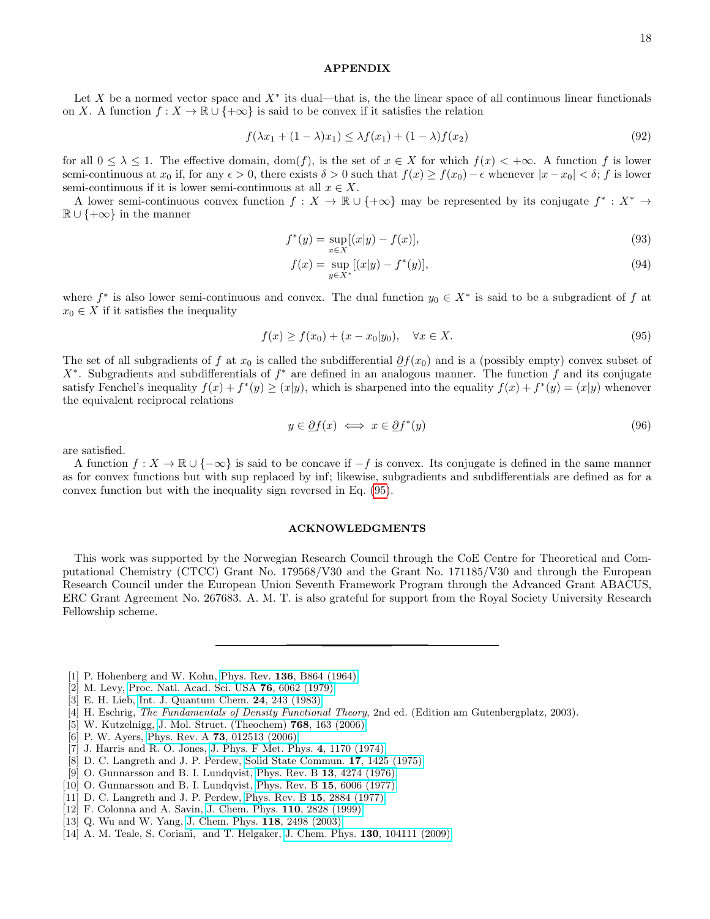## APPENDIX

Let $X$ be a normed vector space and $X^*$ its dual—that is, the the linear space of all continuous linear functionals on $X$. A function $f : X \to \mathbb{R} \cup \{+\infty\}$ is said to be convex if it satisfies the relation

$$f(\lambda x_1 + (1 - \lambda)x_1) \leq \lambda f(x_1) + (1 - \lambda)f(x_2) \tag{92}$$

for all $0 \leq \lambda \leq 1$. The effective domain, $\mathrm{dom}(f)$, is the set of $x \in X$ for which $f(x) < +\infty$. A function $f$ is lower semi-continuous at $x_0$ if, for any $\epsilon > 0$, there exists $\delta > 0$ such that $f(x) \geq f(x_0) - \epsilon$ whenever $|x - x_0| < \delta$; $f$ is lower semi-continuous if it is lower semi-continuous at all $x \in X$.

A lower semi-continuous convex function $f : X \to \mathbb{R} \cup \{+\infty\}$ may be represented by its conjugate $f^* : X^* \to \mathbb{R} \cup \{+\infty\}$ in the manner

$$f^*(y) = \sup_{x \in X} [(x|y) - f(x)], \tag{93}$$

$$f(x) = \sup_{y \in X^*} [(x|y) - f^*(y)], \tag{94}$$

where $f^*$ is also lower semi-continuous and convex. The dual function $y_0 \in X^*$ is said to be a subgradient of $f$ at $x_0 \in X$ if it satisfies the inequality

$$f(x) \geq f(x_0) + (x - x_0|y_0), \quad \forall x \in X. \tag{95}$$

The set of all subgradients of $f$ at $x_0$ is called the subdifferential $\underline{\partial} f(x_0)$ and is a (possibly empty) convex subset of $X^*$. Subgradients and subdifferentials of $f^*$ are defined in an analogous manner. The function $f$ and its conjugate satisfy Fenchel's inequality $f(x) + f^*(y) \geq (x|y)$, which is sharpened into the equality $f(x) + f^*(y) = (x|y)$ whenever the equivalent reciprocal relations

$$y \in \underline{\partial} f(x) \iff x \in \underline{\partial} f^*(y) \tag{96}$$

are satisfied.

A function $f : X \to \mathbb{R} \cup \{-\infty\}$ is said to be concave if $-f$ is convex. Its conjugate is defined in the same manner as for convex functions but with sup replaced by inf; likewise, subgradients and subdifferentials are defined as for a convex function but with the inequality sign reversed in Eq. (95).

## ACKNOWLEDGMENTS

This work was supported by the Norwegian Research Council through the CoE Centre for Theoretical and Computational Chemistry (CTCC) Grant No. 179568/V30 and the Grant No. 171185/V30 and through the European Research Council under the European Union Seventh Framework Program through the Advanced Grant ABACUS, ERC Grant Agreement No. 267683. A. M. T. is also grateful for support from the Royal Society University Research Fellowship scheme.

---

[1] P. Hohenberg and W. Kohn, Phys. Rev. **136**, B864 (1964).
[2] M. Levy, Proc. Natl. Acad. Sci. USA **76**, 6062 (1979).
[3] E. H. Lieb, Int. J. Quantum Chem. **24**, 243 (1983).
[4] H. Eschrig, *The Fundamentals of Density Functional Theory*, 2nd ed. (Edition am Gutenbergplatz, 2003).
[5] W. Kutzelnigg, J. Mol. Struct. (Theochem) **768**, 163 (2006).
[6] P. W. Ayers, Phys. Rev. A **73**, 012513 (2006).
[7] J. Harris and R. O. Jones, J. Phys. F Met. Phys. **4**, 1170 (1974).
[8] D. C. Langreth and J. P. Perdew, Solid State Commun. **17**, 1425 (1975).
[9] O. Gunnarsson and B. I. Lundqvist, Phys. Rev. B **13**, 4274 (1976).
[10] O. Gunnarsson and B. I. Lundqvist, Phys. Rev. B **15**, 6006 (1977).
[11] D. C. Langreth and J. P. Perdew, Phys. Rev. B **15**, 2884 (1977).
[12] F. Colonna and A. Savin, J. Chem. Phys. **110**, 2828 (1999).
[13] Q. Wu and W. Yang, J. Chem. Phys. **118**, 2498 (2003).
[14] A. M. Teale, S. Coriani, and T. Helgaker, J. Chem. Phys. **130**, 104111 (2009).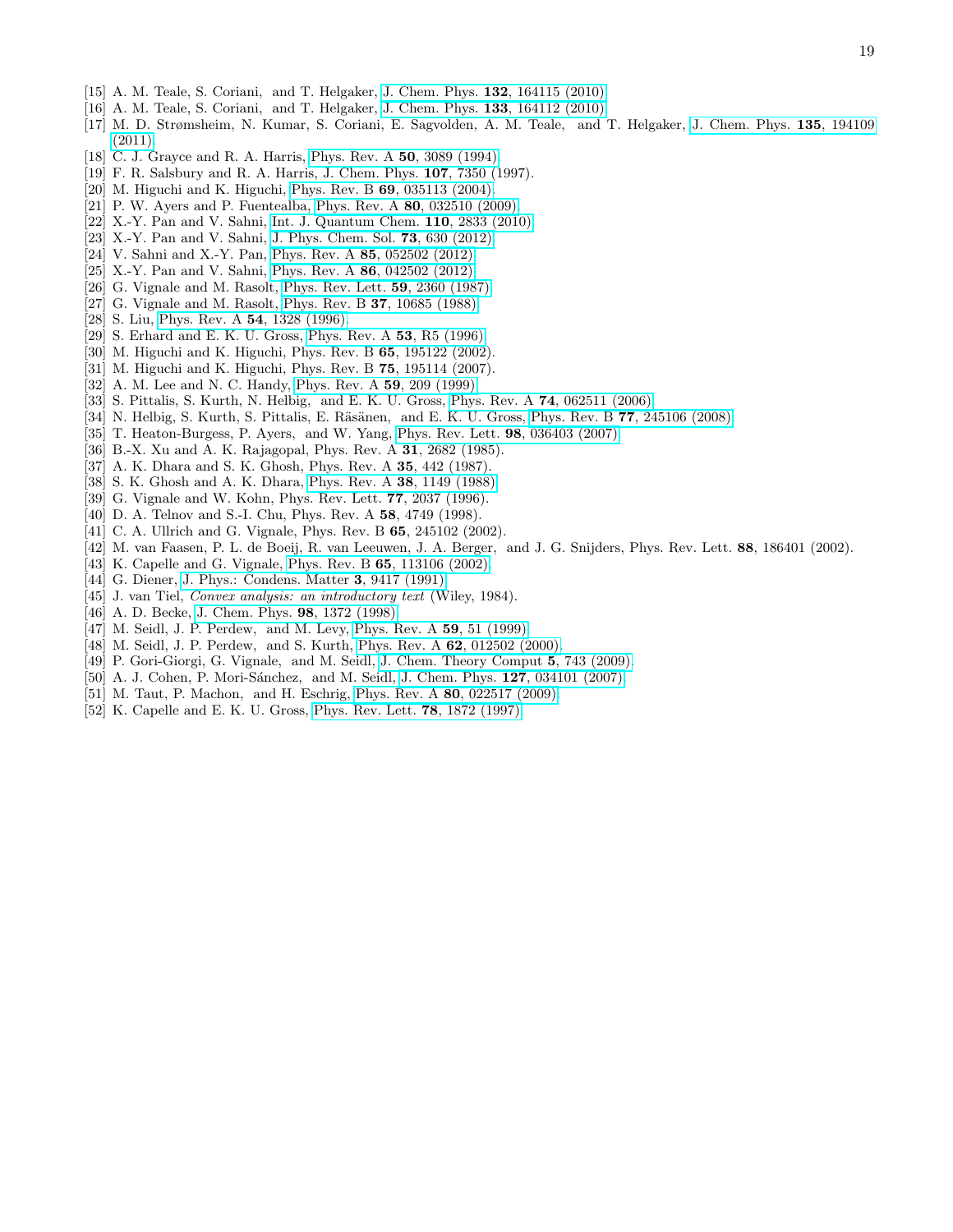[15] A. M. Teale, S. Coriani, and T. Helgaker, J. Chem. Phys. **132**, 164115 (2010).

[16] A. M. Teale, S. Coriani, and T. Helgaker, J. Chem. Phys. **133**, 164112 (2010).

[17] M. D. Strømsheim, N. Kumar, S. Coriani, E. Sagvolden, A. M. Teale, and T. Helgaker, J. Chem. Phys. **135**, 194109 (2011).

[18] C. J. Grayce and R. A. Harris, Phys. Rev. A **50**, 3089 (1994).

[19] F. R. Salsbury and R. A. Harris, J. Chem. Phys. **107**, 7350 (1997).

[20] M. Higuchi and K. Higuchi, Phys. Rev. B **69**, 035113 (2004).

[21] P. W. Ayers and P. Fuentealba, Phys. Rev. A **80**, 032510 (2009).

[22] X.-Y. Pan and V. Sahni, Int. J. Quantum Chem. **110**, 2833 (2010).

[23] X.-Y. Pan and V. Sahni, J. Phys. Chem. Sol. **73**, 630 (2012).

[24] V. Sahni and X.-Y. Pan, Phys. Rev. A **85**, 052502 (2012).

[25] X.-Y. Pan and V. Sahni, Phys. Rev. A **86**, 042502 (2012).

[26] G. Vignale and M. Rasolt, Phys. Rev. Lett. **59**, 2360 (1987).

[27] G. Vignale and M. Rasolt, Phys. Rev. B **37**, 10685 (1988).

[28] S. Liu, Phys. Rev. A **54**, 1328 (1996).

[29] S. Erhard and E. K. U. Gross, Phys. Rev. A **53**, R5 (1996).

[30] M. Higuchi and K. Higuchi, Phys. Rev. B **65**, 195122 (2002).

[31] M. Higuchi and K. Higuchi, Phys. Rev. B **75**, 195114 (2007).

[32] A. M. Lee and N. C. Handy, Phys. Rev. A **59**, 209 (1999).

[33] S. Pittalis, S. Kurth, N. Helbig, and E. K. U. Gross, Phys. Rev. A **74**, 062511 (2006).

[34] N. Helbig, S. Kurth, S. Pittalis, E. Räsänen, and E. K. U. Gross, Phys. Rev. B **77**, 245106 (2008).

[35] T. Heaton-Burgess, P. Ayers, and W. Yang, Phys. Rev. Lett. **98**, 036403 (2007).

[36] B.-X. Xu and A. K. Rajagopal, Phys. Rev. A **31**, 2682 (1985).

[37] A. K. Dhara and S. K. Ghosh, Phys. Rev. A **35**, 442 (1987).

[38] S. K. Ghosh and A. K. Dhara, Phys. Rev. A **38**, 1149 (1988).

[39] G. Vignale and W. Kohn, Phys. Rev. Lett. **77**, 2037 (1996).

[40] D. A. Telnov and S.-I. Chu, Phys. Rev. A **58**, 4749 (1998).

[41] C. A. Ullrich and G. Vignale, Phys. Rev. B **65**, 245102 (2002).

[42] M. van Faasen, P. L. de Boeij, R. van Leeuwen, J. A. Berger, and J. G. Snijders, Phys. Rev. Lett. **88**, 186401 (2002).

[43] K. Capelle and G. Vignale, Phys. Rev. B **65**, 113106 (2002).

[44] G. Diener, J. Phys.: Condens. Matter **3**, 9417 (1991).

[45] J. van Tiel, *Convex analysis: an introductory text* (Wiley, 1984).

[46] A. D. Becke, J. Chem. Phys. **98**, 1372 (1998).

[47] M. Seidl, J. P. Perdew, and M. Levy, Phys. Rev. A **59**, 51 (1999).

[48] M. Seidl, J. P. Perdew, and S. Kurth, Phys. Rev. A **62**, 012502 (2000).

[49] P. Gori-Giorgi, G. Vignale, and M. Seidl, J. Chem. Theory Comput **5**, 743 (2009).

[50] A. J. Cohen, P. Mori-Sánchez, and M. Seidl, J. Chem. Phys. **127**, 034101 (2007).

[51] M. Taut, P. Machon, and H. Eschrig, Phys. Rev. A **80**, 022517 (2009).

[52] K. Capelle and E. K. U. Gross, Phys. Rev. Lett. **78**, 1872 (1997).